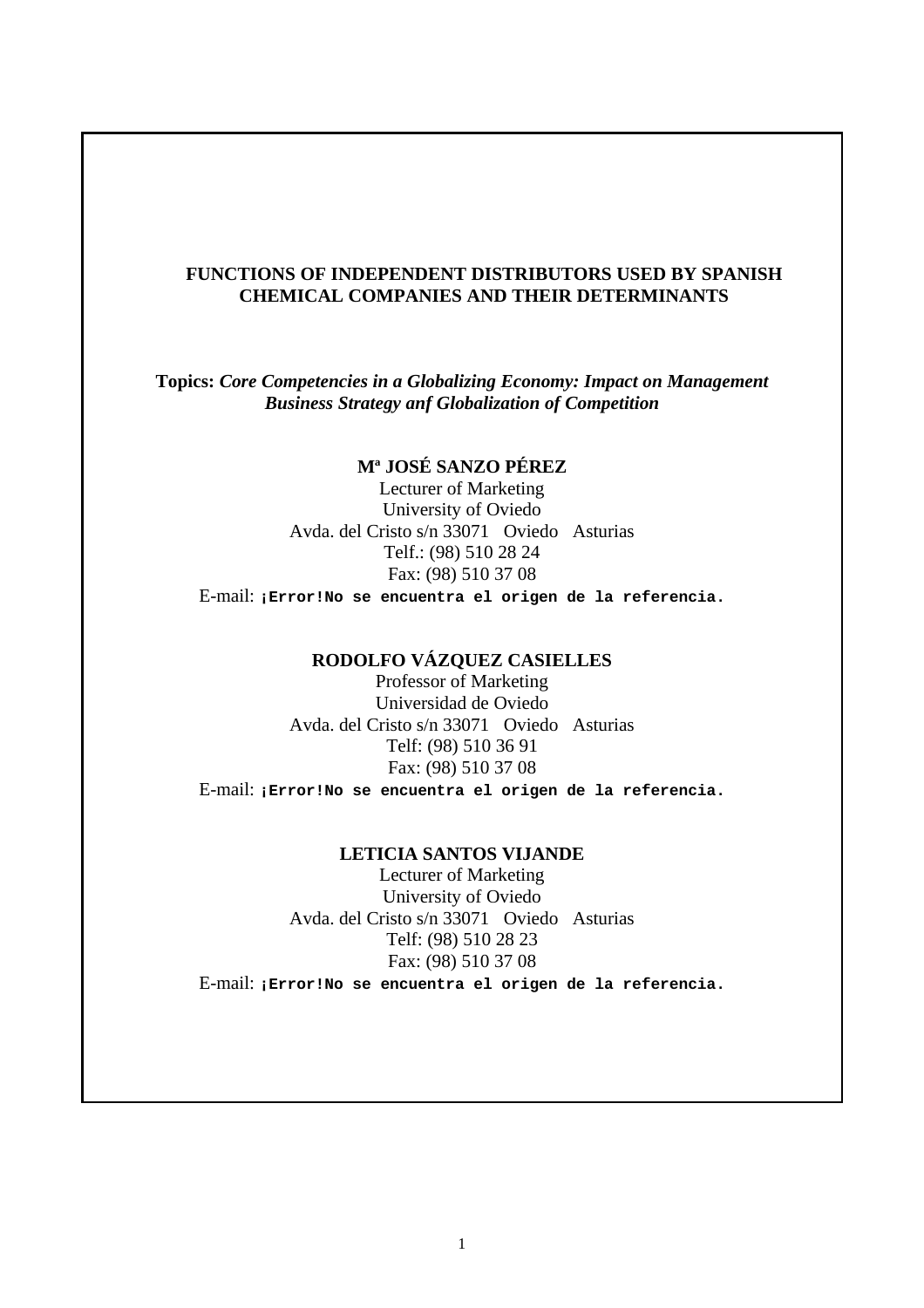# FUNCTIONS OF INDEPENDENT DISTRIBUTORS USED BY SPANISH CHEMICAL COMPANIES AND THEIR DETERMINANTS

**Topics:** ***Core Competencies in a Globalizing Economy: Impact on Management Business Strategy anf Globalization of Competition***

**Mª JOSÉ SANZO PÉREZ**
Lecturer of Marketing
University of Oviedo
Avda. del Cristo s/n 33071 Oviedo Asturias
Telf.: (98) 510 28 24
Fax: (98) 510 37 08
E-mail: **¡Error!No se encuentra el origen de la referencia.**

**RODOLFO VÁZQUEZ CASIELLES**
Professor of Marketing
Universidad de Oviedo
Avda. del Cristo s/n 33071 Oviedo Asturias
Telf: (98) 510 36 91
Fax: (98) 510 37 08
E-mail: **¡Error!No se encuentra el origen de la referencia.**

**LETICIA SANTOS VIJANDE**
Lecturer of Marketing
University of Oviedo
Avda. del Cristo s/n 33071 Oviedo Asturias
Telf: (98) 510 28 23
Fax: (98) 510 37 08
E-mail: **¡Error!No se encuentra el origen de la referencia.**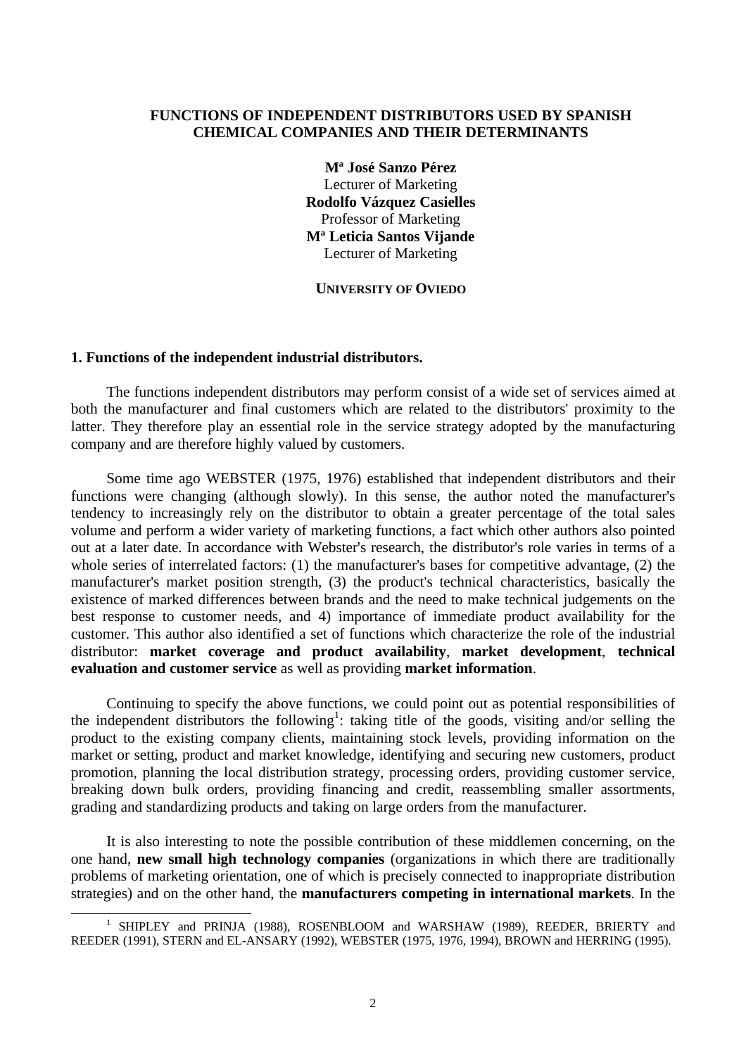**FUNCTIONS OF INDEPENDENT DISTRIBUTORS USED BY SPANISH CHEMICAL COMPANIES AND THEIR DETERMINANTS**

**Mª José Sanzo Pérez**
Lecturer of Marketing
**Rodolfo Vázquez Casielles**
Professor of Marketing
**Mª Leticia Santos Vijande**
Lecturer of Marketing

**UNIVERSITY OF OVIEDO**

## 1. Functions of the independent industrial distributors.

The functions independent distributors may perform consist of a wide set of services aimed at both the manufacturer and final customers which are related to the distributors' proximity to the latter. They therefore play an essential role in the service strategy adopted by the manufacturing company and are therefore highly valued by customers.

Some time ago WEBSTER (1975, 1976) established that independent distributors and their functions were changing (although slowly). In this sense, the author noted the manufacturer's tendency to increasingly rely on the distributor to obtain a greater percentage of the total sales volume and perform a wider variety of marketing functions, a fact which other authors also pointed out at a later date. In accordance with Webster's research, the distributor's role varies in terms of a whole series of interrelated factors: (1) the manufacturer's bases for competitive advantage, (2) the manufacturer's market position strength, (3) the product's technical characteristics, basically the existence of marked differences between brands and the need to make technical judgements on the best response to customer needs, and 4) importance of immediate product availability for the customer. This author also identified a set of functions which characterize the role of the industrial distributor: **market coverage and product availability**, **market development**, **technical evaluation and customer service** as well as providing **market information**.

Continuing to specify the above functions, we could point out as potential responsibilities of the independent distributors the following[1]: taking title of the goods, visiting and/or selling the product to the existing company clients, maintaining stock levels, providing information on the market or setting, product and market knowledge, identifying and securing new customers, product promotion, planning the local distribution strategy, processing orders, providing customer service, breaking down bulk orders, providing financing and credit, reassembling smaller assortments, grading and standardizing products and taking on large orders from the manufacturer.

It is also interesting to note the possible contribution of these middlemen concerning, on the one hand, **new small high technology companies** (organizations in which there are traditionally problems of marketing orientation, one of which is precisely connected to inappropriate distribution strategies) and on the other hand, the **manufacturers competing in international markets**. In the

[1] SHIPLEY and PRINJA (1988), ROSENBLOOM and WARSHAW (1989), REEDER, BRIERTY and REEDER (1991), STERN and EL-ANSARY (1992), WEBSTER (1975, 1976, 1994), BROWN and HERRING (1995).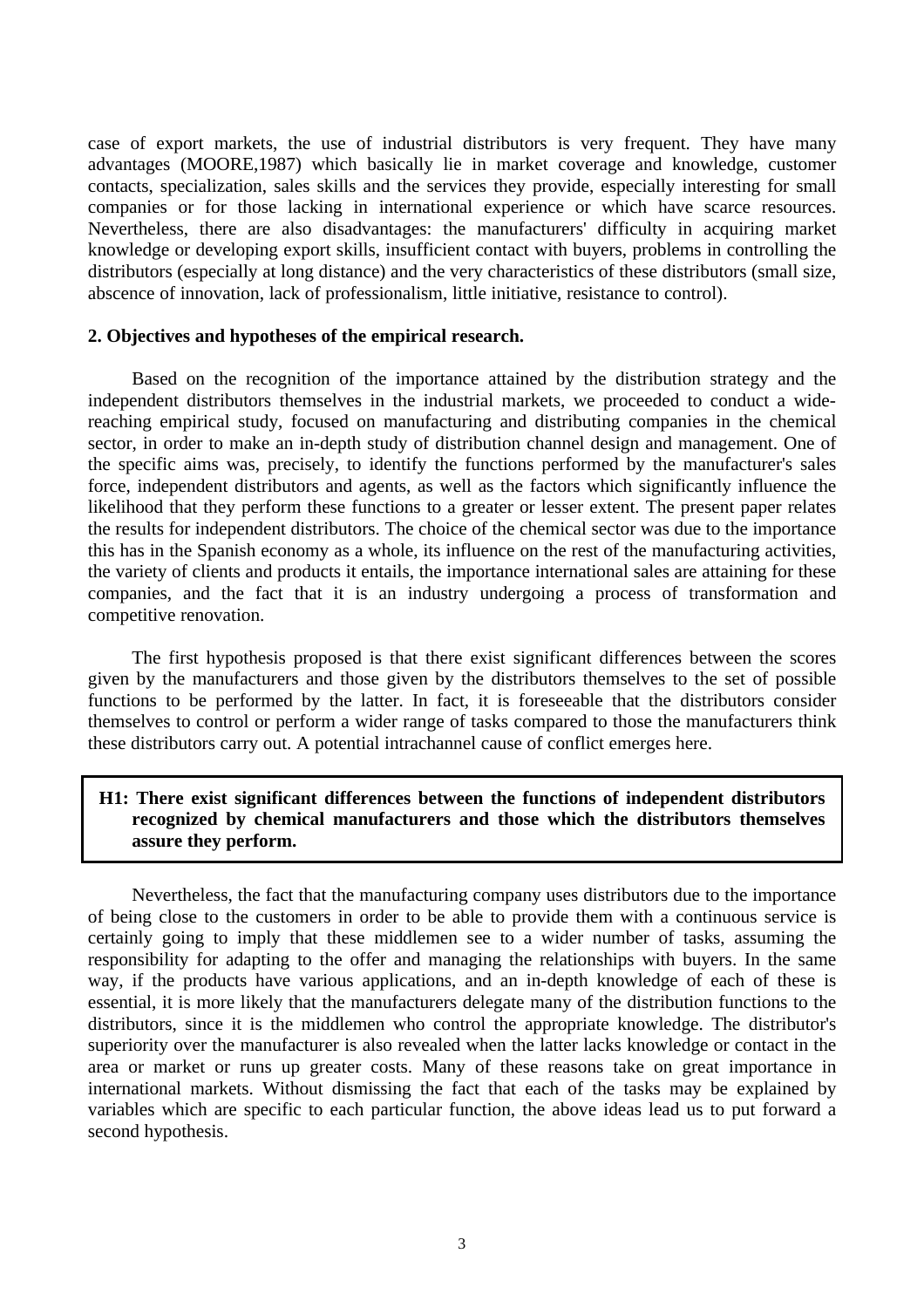case of export markets, the use of industrial distributors is very frequent. They have many advantages (MOORE,1987) which basically lie in market coverage and knowledge, customer contacts, specialization, sales skills and the services they provide, especially interesting for small companies or for those lacking in international experience or which have scarce resources. Nevertheless, there are also disadvantages: the manufacturers' difficulty in acquiring market knowledge or developing export skills, insufficient contact with buyers, problems in controlling the distributors (especially at long distance) and the very characteristics of these distributors (small size, abscence of innovation, lack of professionalism, little initiative, resistance to control).

## 2. Objectives and hypotheses of the empirical research.

Based on the recognition of the importance attained by the distribution strategy and the independent distributors themselves in the industrial markets, we proceeded to conduct a wide-reaching empirical study, focused on manufacturing and distributing companies in the chemical sector, in order to make an in-depth study of distribution channel design and management. One of the specific aims was, precisely, to identify the functions performed by the manufacturer's sales force, independent distributors and agents, as well as the factors which significantly influence the likelihood that they perform these functions to a greater or lesser extent. The present paper relates the results for independent distributors. The choice of the chemical sector was due to the importance this has in the Spanish economy as a whole, its influence on the rest of the manufacturing activities, the variety of clients and products it entails, the importance international sales are attaining for these companies, and the fact that it is an industry undergoing a process of transformation and competitive renovation.

The first hypothesis proposed is that there exist significant differences between the scores given by the manufacturers and those given by the distributors themselves to the set of possible functions to be performed by the latter. In fact, it is foreseeable that the distributors consider themselves to control or perform a wider range of tasks compared to those the manufacturers think these distributors carry out. A potential intrachannel cause of conflict emerges here.

**H1: There exist significant differences between the functions of independent distributors recognized by chemical manufacturers and those which the distributors themselves assure they perform.**

Nevertheless, the fact that the manufacturing company uses distributors due to the importance of being close to the customers in order to be able to provide them with a continuous service is certainly going to imply that these middlemen see to a wider number of tasks, assuming the responsibility for adapting to the offer and managing the relationships with buyers. In the same way, if the products have various applications, and an in-depth knowledge of each of these is essential, it is more likely that the manufacturers delegate many of the distribution functions to the distributors, since it is the middlemen who control the appropriate knowledge. The distributor's superiority over the manufacturer is also revealed when the latter lacks knowledge or contact in the area or market or runs up greater costs. Many of these reasons take on great importance in international markets. Without dismissing the fact that each of the tasks may be explained by variables which are specific to each particular function, the above ideas lead us to put forward a second hypothesis.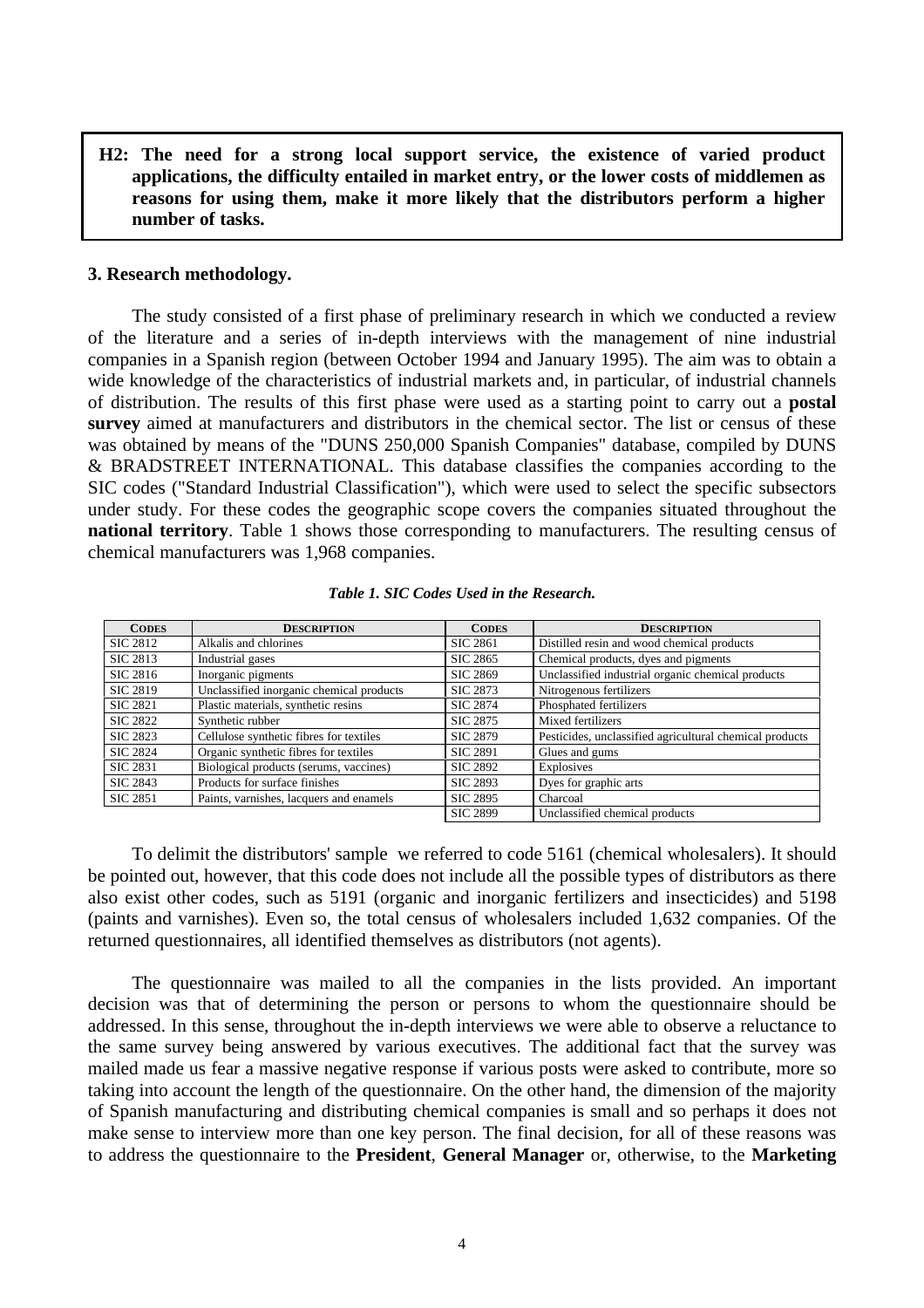**H2: The need for a strong local support service, the existence of varied product applications, the difficulty entailed in market entry, or the lower costs of middlemen as reasons for using them, make it more likely that the distributors perform a higher number of tasks.**

### 3. Research methodology.

The study consisted of a first phase of preliminary research in which we conducted a review of the literature and a series of in-depth interviews with the management of nine industrial companies in a Spanish region (between October 1994 and January 1995). The aim was to obtain a wide knowledge of the characteristics of industrial markets and, in particular, of industrial channels of distribution. The results of this first phase were used as a starting point to carry out a **postal survey** aimed at manufacturers and distributors in the chemical sector. The list or census of these was obtained by means of the "DUNS 250,000 Spanish Companies" database, compiled by DUNS & BRADSTREET INTERNATIONAL. This database classifies the companies according to the SIC codes ("Standard Industrial Classification"), which were used to select the specific subsectors under study. For these codes the geographic scope covers the companies situated throughout the **national territory**. Table 1 shows those corresponding to manufacturers. The resulting census of chemical manufacturers was 1,968 companies.

***Table 1. SIC Codes Used in the Research.***

| CODES | DESCRIPTION | CODES | DESCRIPTION |
|---|---|---|---|
| SIC 2812 | Alkalis and chlorines | SIC 2861 | Distilled resin and wood chemical products |
| SIC 2813 | Industrial gases | SIC 2865 | Chemical products, dyes and pigments |
| SIC 2816 | Inorganic pigments | SIC 2869 | Unclassified industrial organic chemical products |
| SIC 2819 | Unclassified inorganic chemical products | SIC 2873 | Nitrogenous fertilizers |
| SIC 2821 | Plastic materials, synthetic resins | SIC 2874 | Phosphated fertilizers |
| SIC 2822 | Synthetic rubber | SIC 2875 | Mixed fertilizers |
| SIC 2823 | Cellulose synthetic fibres for textiles | SIC 2879 | Pesticides, unclassified agricultural chemical products |
| SIC 2824 | Organic synthetic fibres for textiles | SIC 2891 | Glues and gums |
| SIC 2831 | Biological products (serums, vaccines) | SIC 2892 | Explosives |
| SIC 2843 | Products for surface finishes | SIC 2893 | Dyes for graphic arts |
| SIC 2851 | Paints, varnishes, lacquers and enamels | SIC 2895 | Charcoal |
| | | SIC 2899 | Unclassified chemical products |

To delimit the distributors' sample we referred to code 5161 (chemical wholesalers). It should be pointed out, however, that this code does not include all the possible types of distributors as there also exist other codes, such as 5191 (organic and inorganic fertilizers and insecticides) and 5198 (paints and varnishes). Even so, the total census of wholesalers included 1,632 companies. Of the returned questionnaires, all identified themselves as distributors (not agents).

The questionnaire was mailed to all the companies in the lists provided. An important decision was that of determining the person or persons to whom the questionnaire should be addressed. In this sense, throughout the in-depth interviews we were able to observe a reluctance to the same survey being answered by various executives. The additional fact that the survey was mailed made us fear a massive negative response if various posts were asked to contribute, more so taking into account the length of the questionnaire. On the other hand, the dimension of the majority of Spanish manufacturing and distributing chemical companies is small and so perhaps it does not make sense to interview more than one key person. The final decision, for all of these reasons was to address the questionnaire to the **President**, **General Manager** or, otherwise, to the **Marketing**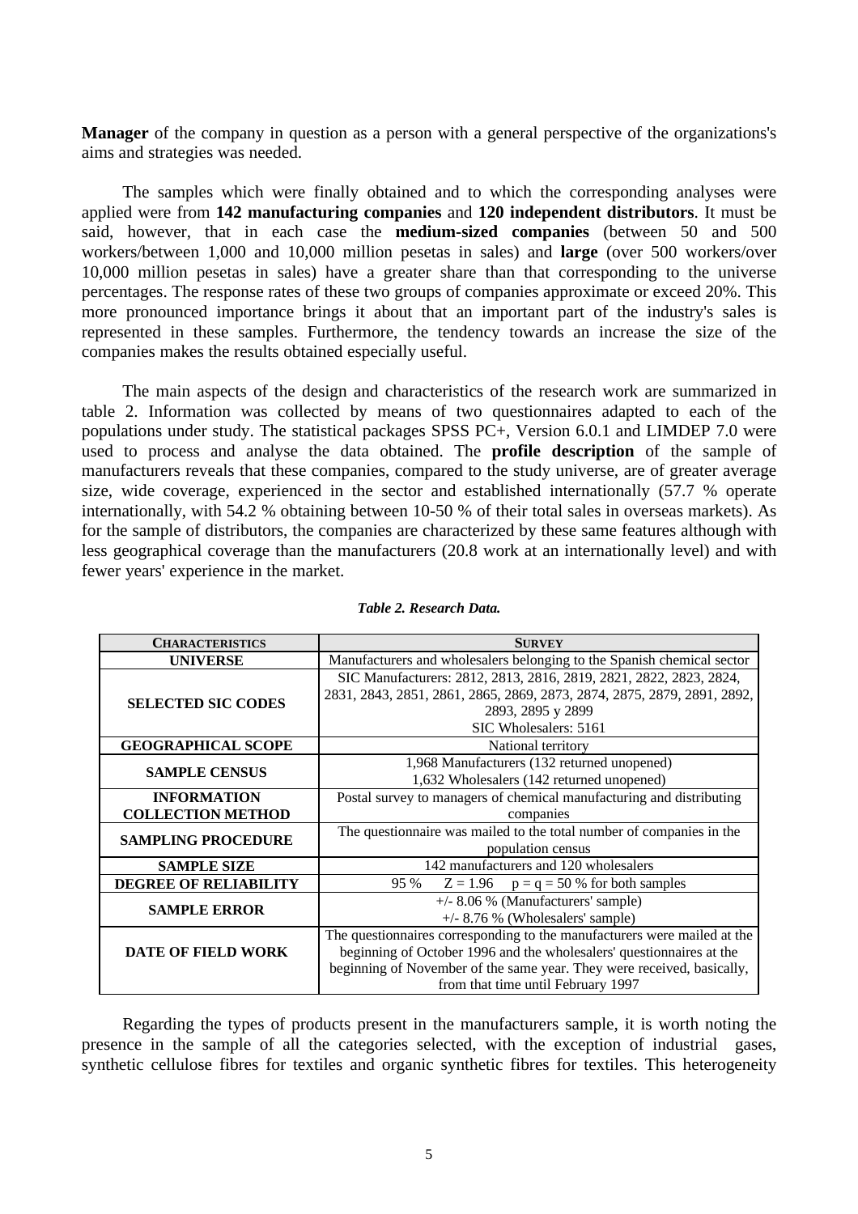**Manager** of the company in question as a person with a general perspective of the organizations's aims and strategies was needed.

The samples which were finally obtained and to which the corresponding analyses were applied were from **142 manufacturing companies** and **120 independent distributors**. It must be said, however, that in each case the **medium-sized companies** (between 50 and 500 workers/between 1,000 and 10,000 million pesetas in sales) and **large** (over 500 workers/over 10,000 million pesetas in sales) have a greater share than that corresponding to the universe percentages. The response rates of these two groups of companies approximate or exceed 20%. This more pronounced importance brings it about that an important part of the industry's sales is represented in these samples. Furthermore, the tendency towards an increase the size of the companies makes the results obtained especially useful.

The main aspects of the design and characteristics of the research work are summarized in table 2. Information was collected by means of two questionnaires adapted to each of the populations under study. The statistical packages SPSS PC+, Version 6.0.1 and LIMDEP 7.0 were used to process and analyse the data obtained. The **profile description** of the sample of manufacturers reveals that these companies, compared to the study universe, are of greater average size, wide coverage, experienced in the sector and established internationally (57.7 % operate internationally, with 54.2 % obtaining between 10-50 % of their total sales in overseas markets). As for the sample of distributors, the companies are characterized by these same features although with less geographical coverage than the manufacturers (20.8 work at an internationally level) and with fewer years' experience in the market.

***Table 2. Research Data.***

| CHARACTERISTICS | SURVEY |
|---|---|
| **UNIVERSE** | Manufacturers and wholesalers belonging to the Spanish chemical sector |
| **SELECTED SIC CODES** | SIC Manufacturers: 2812, 2813, 2816, 2819, 2821, 2822, 2823, 2824, 2831, 2843, 2851, 2861, 2865, 2869, 2873, 2874, 2875, 2879, 2891, 2892, 2893, 2895 y 2899<br>SIC Wholesalers: 5161 |
| **GEOGRAPHICAL SCOPE** | National territory |
| **SAMPLE CENSUS** | 1,968 Manufacturers (132 returned unopened)<br>1,632 Wholesalers (142 returned unopened) |
| **INFORMATION COLLECTION METHOD** | Postal survey to managers of chemical manufacturing and distributing companies |
| **SAMPLING PROCEDURE** | The questionnaire was mailed to the total number of companies in the population census |
| **SAMPLE SIZE** | 142 manufacturers and 120 wholesalers |
| **DEGREE OF RELIABILITY** | 95 % $Z = 1.96$ $p = q = 50$ % for both samples |
| **SAMPLE ERROR** | +/- 8.06 % (Manufacturers' sample)<br>+/- 8.76 % (Wholesalers' sample) |
| **DATE OF FIELD WORK** | The questionnaires corresponding to the manufacturers were mailed at the beginning of October 1996 and the wholesalers' questionnaires at the beginning of November of the same year. They were received, basically, from that time until February 1997 |

Regarding the types of products present in the manufacturers sample, it is worth noting the presence in the sample of all the categories selected, with the exception of industrial gases, synthetic cellulose fibres for textiles and organic synthetic fibres for textiles. This heterogeneity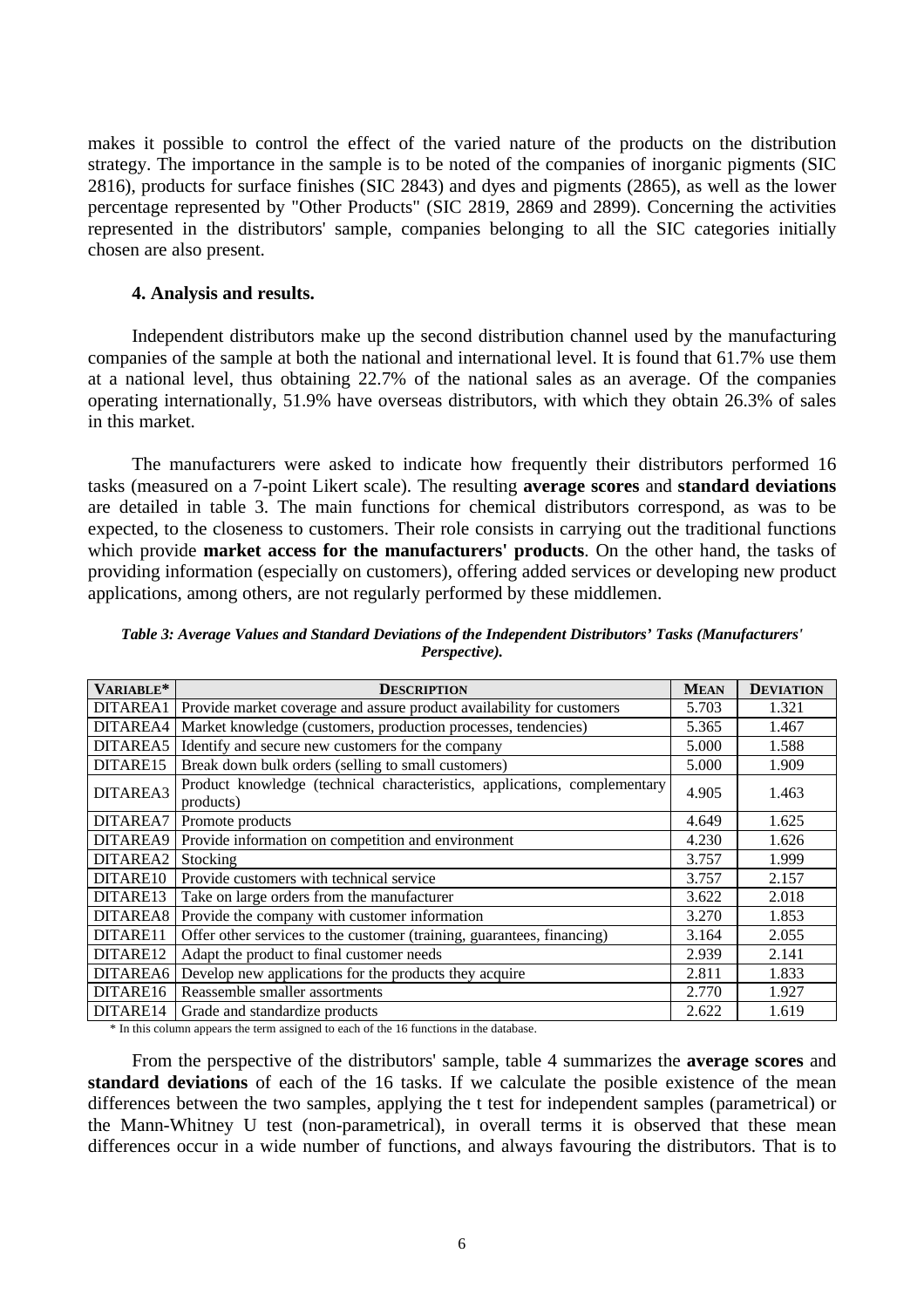makes it possible to control the effect of the varied nature of the products on the distribution strategy. The importance in the sample is to be noted of the companies of inorganic pigments (SIC 2816), products for surface finishes (SIC 2843) and dyes and pigments (2865), as well as the lower percentage represented by "Other Products" (SIC 2819, 2869 and 2899). Concerning the activities represented in the distributors' sample, companies belonging to all the SIC categories initially chosen are also present.

### 4. Analysis and results.

Independent distributors make up the second distribution channel used by the manufacturing companies of the sample at both the national and international level. It is found that 61.7% use them at a national level, thus obtaining 22.7% of the national sales as an average. Of the companies operating internationally, 51.9% have overseas distributors, with which they obtain 26.3% of sales in this market.

The manufacturers were asked to indicate how frequently their distributors performed 16 tasks (measured on a 7-point Likert scale). The resulting **average scores** and **standard deviations** are detailed in table 3. The main functions for chemical distributors correspond, as was to be expected, to the closeness to customers. Their role consists in carrying out the traditional functions which provide **market access for the manufacturers' products**. On the other hand, the tasks of providing information (especially on customers), offering added services or developing new product applications, among others, are not regularly performed by these middlemen.

*Table 3: Average Values and Standard Deviations of the Independent Distributors' Tasks (Manufacturers' Perspective).*

| VARIABLE* | DESCRIPTION | MEAN | DEVIATION |
|---|---|---|---|
| DITAREA1 | Provide market coverage and assure product availability for customers | 5.703 | 1.321 |
| DITAREA4 | Market knowledge (customers, production processes, tendencies) | 5.365 | 1.467 |
| DITAREA5 | Identify and secure new customers for the company | 5.000 | 1.588 |
| DITARE15 | Break down bulk orders (selling to small customers) | 5.000 | 1.909 |
| DITAREA3 | Product knowledge (technical characteristics, applications, complementary products) | 4.905 | 1.463 |
| DITAREA7 | Promote products | 4.649 | 1.625 |
| DITAREA9 | Provide information on competition and environment | 4.230 | 1.626 |
| DITAREA2 | Stocking | 3.757 | 1.999 |
| DITARE10 | Provide customers with technical service | 3.757 | 2.157 |
| DITARE13 | Take on large orders from the manufacturer | 3.622 | 2.018 |
| DITAREA8 | Provide the company with customer information | 3.270 | 1.853 |
| DITARE11 | Offer other services to the customer (training, guarantees, financing) | 3.164 | 2.055 |
| DITARE12 | Adapt the product to final customer needs | 2.939 | 2.141 |
| DITAREA6 | Develop new applications for the products they acquire | 2.811 | 1.833 |
| DITARE16 | Reassemble smaller assortments | 2.770 | 1.927 |
| DITARE14 | Grade and standardize products | 2.622 | 1.619 |

\* In this column appears the term assigned to each of the 16 functions in the database.

From the perspective of the distributors' sample, table 4 summarizes the **average scores** and **standard deviations** of each of the 16 tasks. If we calculate the posible existence of the mean differences between the two samples, applying the t test for independent samples (parametrical) or the Mann-Whitney U test (non-parametrical), in overall terms it is observed that these mean differences occur in a wide number of functions, and always favouring the distributors. That is to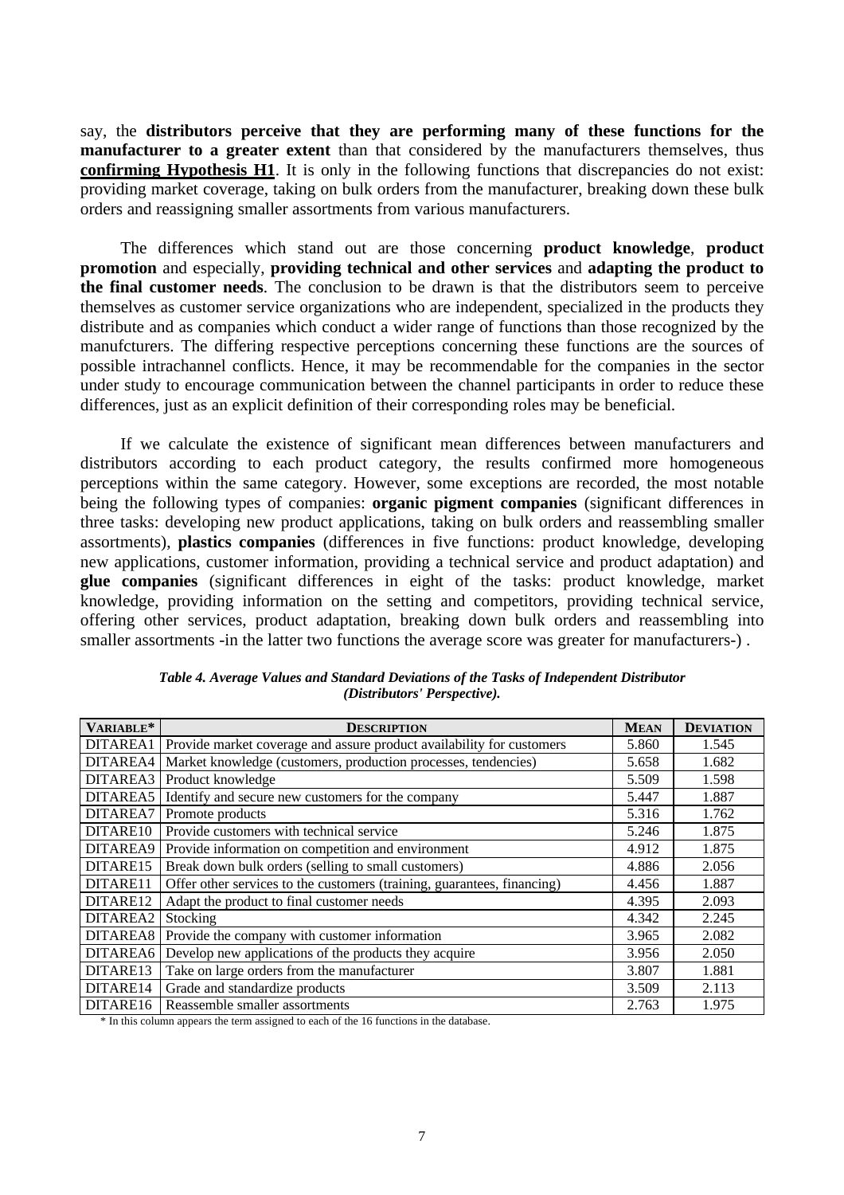say, the **distributors perceive that they are performing many of these functions for the manufacturer to a greater extent** than that considered by the manufacturers themselves, thus **confirming Hypothesis H1**. It is only in the following functions that discrepancies do not exist: providing market coverage, taking on bulk orders from the manufacturer, breaking down these bulk orders and reassigning smaller assortments from various manufacturers.

The differences which stand out are those concerning **product knowledge**, **product promotion** and especially, **providing technical and other services** and **adapting the product to the final customer needs**. The conclusion to be drawn is that the distributors seem to perceive themselves as customer service organizations who are independent, specialized in the products they distribute and as companies which conduct a wider range of functions than those recognized by the manufcturers. The differing respective perceptions concerning these functions are the sources of possible intrachannel conflicts. Hence, it may be recommendable for the companies in the sector under study to encourage communication between the channel participants in order to reduce these differences, just as an explicit definition of their corresponding roles may be beneficial.

If we calculate the existence of significant mean differences between manufacturers and distributors according to each product category, the results confirmed more homogeneous perceptions within the same category. However, some exceptions are recorded, the most notable being the following types of companies: **organic pigment companies** (significant differences in three tasks: developing new product applications, taking on bulk orders and reassembling smaller assortments), **plastics companies** (differences in five functions: product knowledge, developing new applications, customer information, providing a technical service and product adaptation) and **glue companies** (significant differences in eight of the tasks: product knowledge, market knowledge, providing information on the setting and competitors, providing technical service, offering other services, product adaptation, breaking down bulk orders and reassembling into smaller assortments -in the latter two functions the average score was greater for manufacturers-) .

***Table 4. Average Values and Standard Deviations of the Tasks of Independent Distributor (Distributors' Perspective).***

| VARIABLE* | DESCRIPTION | MEAN | DEVIATION |
|---|---|---|---|
| DITAREA1 | Provide market coverage and assure product availability for customers | 5.860 | 1.545 |
| DITAREA4 | Market knowledge (customers, production processes, tendencies) | 5.658 | 1.682 |
| DITAREA3 | Product knowledge | 5.509 | 1.598 |
| DITAREA5 | Identify and secure new customers for the company | 5.447 | 1.887 |
| DITAREA7 | Promote products | 5.316 | 1.762 |
| DITARE10 | Provide customers with technical service | 5.246 | 1.875 |
| DITAREA9 | Provide information on competition and environment | 4.912 | 1.875 |
| DITARE15 | Break down bulk orders (selling to small customers) | 4.886 | 2.056 |
| DITARE11 | Offer other services to the customers (training, guarantees, financing) | 4.456 | 1.887 |
| DITARE12 | Adapt the product to final customer needs | 4.395 | 2.093 |
| DITAREA2 | Stocking | 4.342 | 2.245 |
| DITAREA8 | Provide the company with customer information | 3.965 | 2.082 |
| DITAREA6 | Develop new applications of the products they acquire | 3.956 | 2.050 |
| DITARE13 | Take on large orders from the manufacturer | 3.807 | 1.881 |
| DITARE14 | Grade and standardize products | 3.509 | 2.113 |
| DITARE16 | Reassemble smaller assortments | 2.763 | 1.975 |

\* In this column appears the term assigned to each of the 16 functions in the database.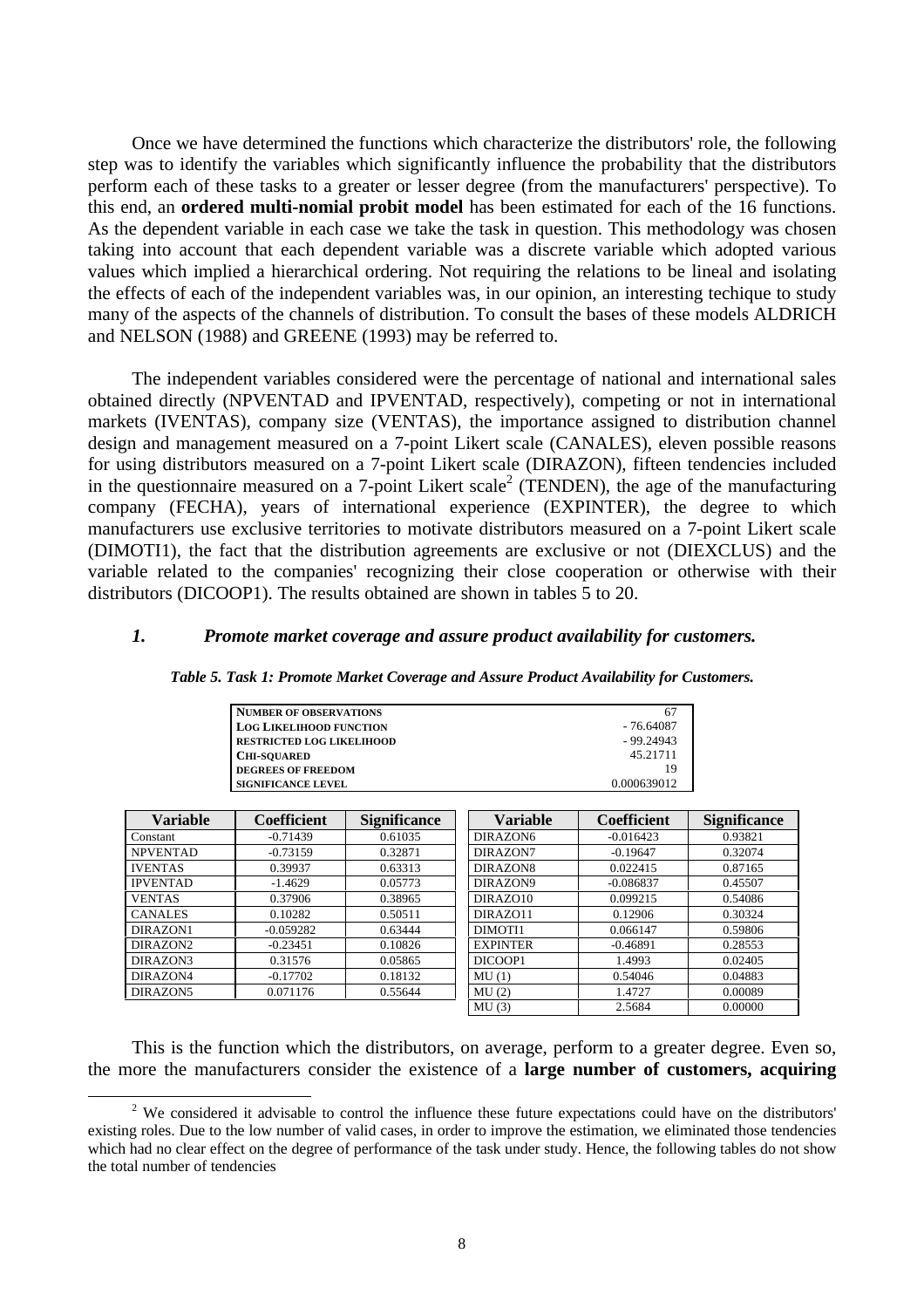Once we have determined the functions which characterize the distributors' role, the following step was to identify the variables which significantly influence the probability that the distributors perform each of these tasks to a greater or lesser degree (from the manufacturers' perspective). To this end, an **ordered multi-nomial probit model** has been estimated for each of the 16 functions. As the dependent variable in each case we take the task in question. This methodology was chosen taking into account that each dependent variable was a discrete variable which adopted various values which implied a hierarchical ordering. Not requiring the relations to be lineal and isolating the effects of each of the independent variables was, in our opinion, an interesting techique to study many of the aspects of the channels of distribution. To consult the bases of these models ALDRICH and NELSON (1988) and GREENE (1993) may be referred to.

The independent variables considered were the percentage of national and international sales obtained directly (NPVENTAD and IPVENTAD, respectively), competing or not in international markets (IVENTAS), company size (VENTAS), the importance assigned to distribution channel design and management measured on a 7-point Likert scale (CANALES), eleven possible reasons for using distributors measured on a 7-point Likert scale (DIRAZON), fifteen tendencies included in the questionnaire measured on a 7-point Likert scale[2] (TENDEN), the age of the manufacturing company (FECHA), years of international experience (EXPINTER), the degree to which manufacturers use exclusive territories to motivate distributors measured on a 7-point Likert scale (DIMOTI1), the fact that the distribution agreements are exclusive or not (DIEXCLUS) and the variable related to the companies' recognizing their close cooperation or otherwise with their distributors (DICOOP1). The results obtained are shown in tables 5 to 20.

### *1. Promote market coverage and assure product availability for customers.*

***Table 5. Task 1: Promote Market Coverage and Assure Product Availability for Customers.***

| | |
|---|---|
| NUMBER OF OBSERVATIONS | 67 |
| LOG LIKELIHOOD FUNCTION | - 76.64087 |
| RESTRICTED LOG LIKELIHOOD | - 99.24943 |
| CHI-SQUARED | 45.21711 |
| DEGREES OF FREEDOM | 19 |
| SIGNIFICANCE LEVEL | 0.000639012 |

| Variable | Coefficient | Significance | Variable | Coefficient | Significance |
|---|---|---|---|---|---|
| Constant | -0.71439 | 0.61035 | DIRAZON6 | -0.016423 | 0.93821 |
| NPVENTAD | -0.73159 | 0.32871 | DIRAZON7 | -0.19647 | 0.32074 |
| IVENTAS | 0.39937 | 0.63313 | DIRAZON8 | 0.022415 | 0.87165 |
| IPVENTAD | -1.4629 | 0.05773 | DIRAZON9 | -0.086837 | 0.45507 |
| VENTAS | 0.37906 | 0.38965 | DIRAZO10 | 0.099215 | 0.54086 |
| CANALES | 0.10282 | 0.50511 | DIRAZO11 | 0.12906 | 0.30324 |
| DIRAZON1 | -0.059282 | 0.63444 | DIMOTI1 | 0.066147 | 0.59806 |
| DIRAZON2 | -0.23451 | 0.10826 | EXPINTER | -0.46891 | 0.28553 |
| DIRAZON3 | 0.31576 | 0.05865 | DICOOP1 | 1.4993 | 0.02405 |
| DIRAZON4 | -0.17702 | 0.18132 | MU (1) | 0.54046 | 0.04883 |
| DIRAZON5 | 0.071176 | 0.55644 | MU (2) | 1.4727 | 0.00089 |
| | | | MU (3) | 2.5684 | 0.00000 |

This is the function which the distributors, on average, perform to a greater degree. Even so, the more the manufacturers consider the existence of a **large number of customers, acquiring**

[2] We considered it advisable to control the influence these future expectations could have on the distributors' existing roles. Due to the low number of valid cases, in order to improve the estimation, we eliminated those tendencies which had no clear effect on the degree of performance of the task under study. Hence, the following tables do not show the total number of tendencies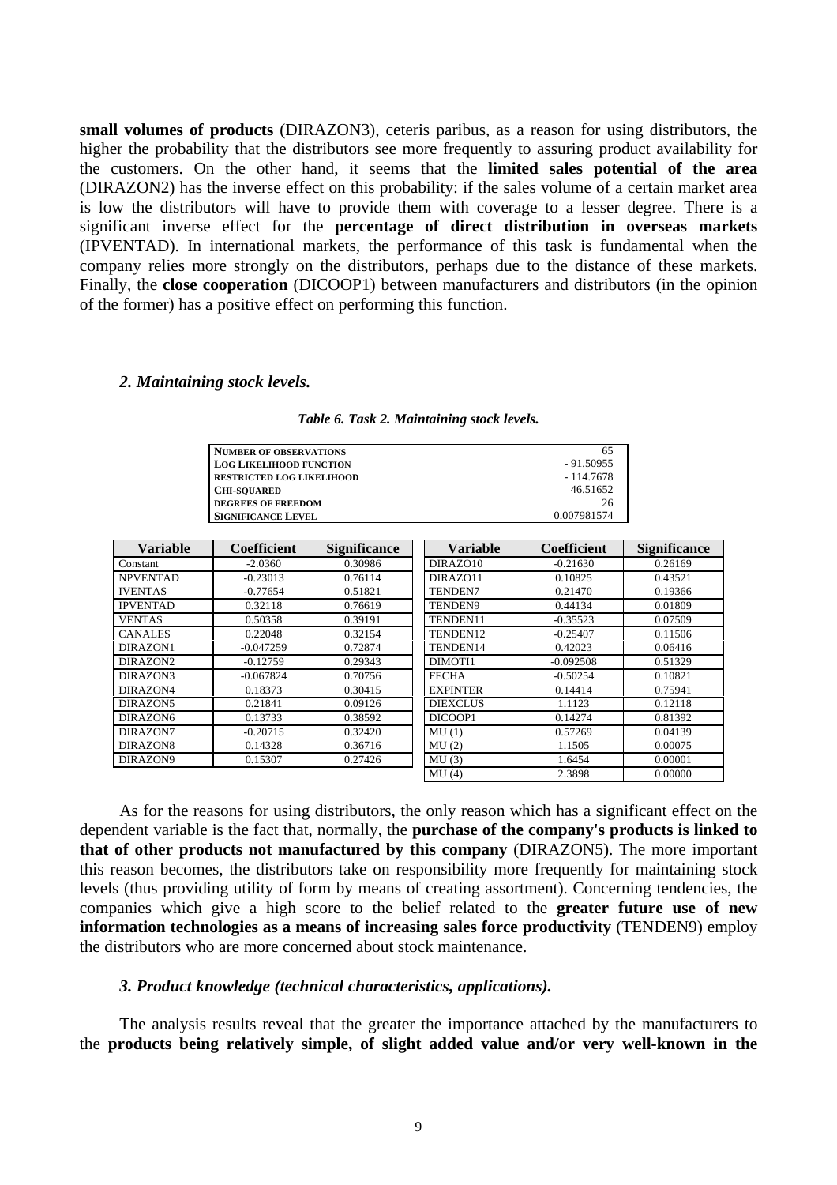**small volumes of products** (DIRAZON3), ceteris paribus, as a reason for using distributors, the higher the probability that the distributors see more frequently to assuring product availability for the customers. On the other hand, it seems that the **limited sales potential of the area** (DIRAZON2) has the inverse effect on this probability: if the sales volume of a certain market area is low the distributors will have to provide them with coverage to a lesser degree. There is a significant inverse effect for the **percentage of direct distribution in overseas markets** (IPVENTAD). In international markets, the performance of this task is fundamental when the company relies more strongly on the distributors, perhaps due to the distance of these markets. Finally, the **close cooperation** (DICOOP1) between manufacturers and distributors (in the opinion of the former) has a positive effect on performing this function.

### *2. Maintaining stock levels.*

***Table 6. Task 2. Maintaining stock levels.***

| | |
|---|---|
| NUMBER OF OBSERVATIONS | 65 |
| LOG LIKELIHOOD FUNCTION | - 91.50955 |
| RESTRICTED LOG LIKELIHOOD | - 114.7678 |
| CHI-SQUARED | 46.51652 |
| DEGREES OF FREEDOM | 26 |
| SIGNIFICANCE LEVEL | 0.007981574 |

| Variable | Coefficient | Significance | Variable | Coefficient | Significance |
|---|---|---|---|---|---|
| Constant | -2.0360 | 0.30986 | DIRAZO10 | -0.21630 | 0.26169 |
| NPVENTAD | -0.23013 | 0.76114 | DIRAZO11 | 0.10825 | 0.43521 |
| IVENTAS | -0.77654 | 0.51821 | TENDEN7 | 0.21470 | 0.19366 |
| IPVENTAD | 0.32118 | 0.76619 | TENDEN9 | 0.44134 | 0.01809 |
| VENTAS | 0.50358 | 0.39191 | TENDEN11 | -0.35523 | 0.07509 |
| CANALES | 0.22048 | 0.32154 | TENDEN12 | -0.25407 | 0.11506 |
| DIRAZON1 | -0.047259 | 0.72874 | TENDEN14 | 0.42023 | 0.06416 |
| DIRAZON2 | -0.12759 | 0.29343 | DIMOTI1 | -0.092508 | 0.51329 |
| DIRAZON3 | -0.067824 | 0.70756 | FECHA | -0.50254 | 0.10821 |
| DIRAZON4 | 0.18373 | 0.30415 | EXPINTER | 0.14414 | 0.75941 |
| DIRAZON5 | 0.21841 | 0.09126 | DIEXCLUS | 1.1123 | 0.12118 |
| DIRAZON6 | 0.13733 | 0.38592 | DICOOP1 | 0.14274 | 0.81392 |
| DIRAZON7 | -0.20715 | 0.32420 | MU (1) | 0.57269 | 0.04139 |
| DIRAZON8 | 0.14328 | 0.36716 | MU (2) | 1.1505 | 0.00075 |
| DIRAZON9 | 0.15307 | 0.27426 | MU (3) | 1.6454 | 0.00001 |
| | | | MU (4) | 2.3898 | 0.00000 |

As for the reasons for using distributors, the only reason which has a significant effect on the dependent variable is the fact that, normally, the **purchase of the company's products is linked to that of other products not manufactured by this company** (DIRAZON5). The more important this reason becomes, the distributors take on responsibility more frequently for maintaining stock levels (thus providing utility of form by means of creating assortment). Concerning tendencies, the companies which give a high score to the belief related to the **greater future use of new information technologies as a means of increasing sales force productivity** (TENDEN9) employ the distributors who are more concerned about stock maintenance.

### *3. Product knowledge (technical characteristics, applications).*

The analysis results reveal that the greater the importance attached by the manufacturers to the **products being relatively simple, of slight added value and/or very well-known in the**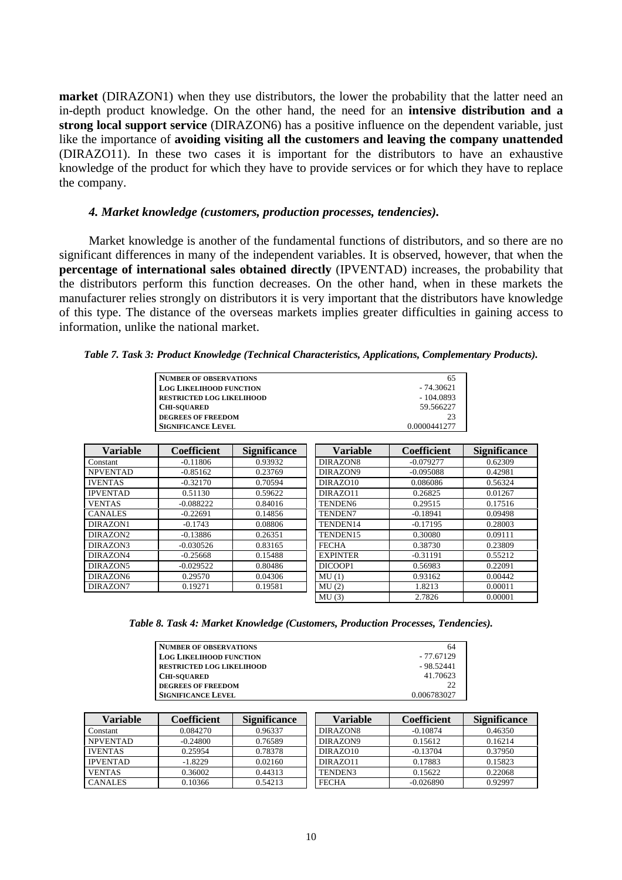**market** (DIRAZON1) when they use distributors, the lower the probability that the latter need an in-depth product knowledge. On the other hand, the need for an **intensive distribution and a strong local support service** (DIRAZON6) has a positive influence on the dependent variable, just like the importance of **avoiding visiting all the customers and leaving the company unattended** (DIRAZO11). In these two cases it is important for the distributors to have an exhaustive knowledge of the product for which they have to provide services or for which they have to replace the company.

### *4. Market knowledge (customers, production processes, tendencies).*

Market knowledge is another of the fundamental functions of distributors, and so there are no significant differences in many of the independent variables. It is observed, however, that when the **percentage of international sales obtained directly** (IPVENTAD) increases, the probability that the distributors perform this function decreases. On the other hand, when in these markets the manufacturer relies strongly on distributors it is very important that the distributors have knowledge of this type. The distance of the overseas markets implies greater difficulties in gaining access to information, unlike the national market.

***Table 7. Task 3: Product Knowledge (Technical Characteristics, Applications, Complementary Products).***

| | |
|---|---|
| NUMBER OF OBSERVATIONS | 65 |
| LOG LIKELIHOOD FUNCTION | - 74.30621 |
| RESTRICTED LOG LIKELIHOOD | - 104.0893 |
| CHI-SQUARED | 59.566227 |
| DEGREES OF FREEDOM | 23 |
| SIGNIFICANCE LEVEL | 0.0000441277 |

| Variable | Coefficient | Significance | Variable | Coefficient | Significance |
|---|---|---|---|---|---|
| Constant | -0.11806 | 0.93932 | DIRAZON8 | -0.079277 | 0.62309 |
| NPVENTAD | -0.85162 | 0.23769 | DIRAZON9 | -0.095088 | 0.42981 |
| IVENTAS | -0.32170 | 0.70594 | DIRAZO10 | 0.086086 | 0.56324 |
| IPVENTAD | 0.51130 | 0.59622 | DIRAZO11 | 0.26825 | 0.01267 |
| VENTAS | -0.088222 | 0.84016 | TENDEN6 | 0.29515 | 0.17516 |
| CANALES | -0.22691 | 0.14856 | TENDEN7 | -0.18941 | 0.09498 |
| DIRAZON1 | -0.1743 | 0.08806 | TENDEN14 | -0.17195 | 0.28003 |
| DIRAZON2 | -0.13886 | 0.26351 | TENDEN15 | 0.30080 | 0.09111 |
| DIRAZON3 | -0.030526 | 0.83165 | FECHA | 0.38730 | 0.23809 |
| DIRAZON4 | -0.25668 | 0.15488 | EXPINTER | -0.31191 | 0.55212 |
| DIRAZON5 | -0.029522 | 0.80486 | DICOOP1 | 0.56983 | 0.22091 |
| DIRAZON6 | 0.29570 | 0.04306 | MU (1) | 0.93162 | 0.00442 |
| DIRAZON7 | 0.19271 | 0.19581 | MU (2) | 1.8213 | 0.00011 |
| | | | MU (3) | 2.7826 | 0.00001 |

***Table 8. Task 4: Market Knowledge (Customers, Production Processes, Tendencies).***

| | |
|---|---|
| NUMBER OF OBSERVATIONS | 64 |
| LOG LIKELIHOOD FUNCTION | - 77.67129 |
| RESTRICTED LOG LIKELIHOOD | - 98.52441 |
| CHI-SQUARED | 41.70623 |
| DEGREES OF FREEDOM | 22 |
| SIGNIFICANCE LEVEL | 0.006783027 |

| Variable | Coefficient | Significance | Variable | Coefficient | Significance |
|---|---|---|---|---|---|
| Constant | 0.084270 | 0.96337 | DIRAZON8 | -0.10874 | 0.46350 |
| NPVENTAD | -0.24800 | 0.76589 | DIRAZON9 | 0.15612 | 0.16214 |
| IVENTAS | 0.25954 | 0.78378 | DIRAZO10 | -0.13704 | 0.37950 |
| IPVENTAD | -1.8229 | 0.02160 | DIRAZO11 | 0.17883 | 0.15823 |
| VENTAS | 0.36002 | 0.44313 | TENDEN3 | 0.15622 | 0.22068 |
| CANALES | 0.10366 | 0.54213 | FECHA | -0.026890 | 0.92997 |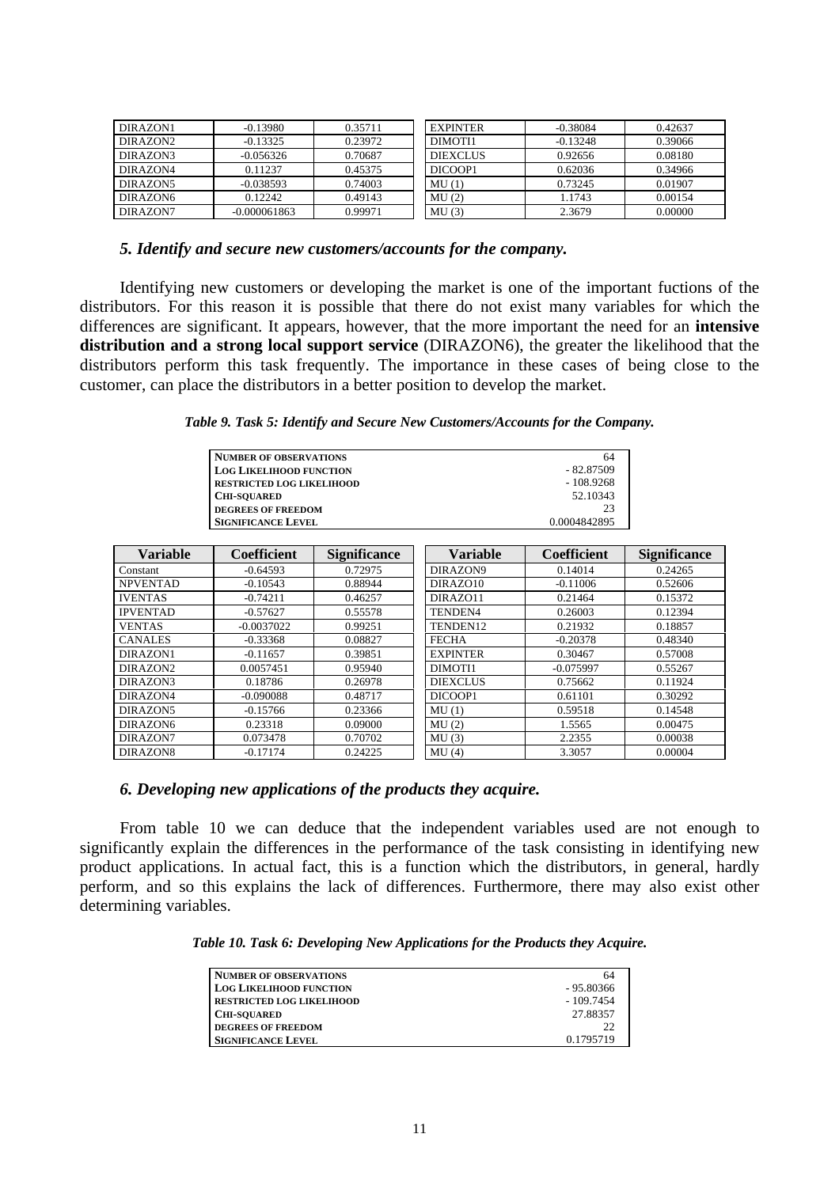| DIRAZON1 | -0.13980 | 0.35711 | EXPINTER | -0.38084 | 0.42637 |
|---|---|---|---|---|---|
| DIRAZON2 | -0.13325 | 0.23972 | DIMOTI1 | -0.13248 | 0.39066 |
| DIRAZON3 | -0.056326 | 0.70687 | DIEXCLUS | 0.92656 | 0.08180 |
| DIRAZON4 | 0.11237 | 0.45375 | DICOOP1 | 0.62036 | 0.34966 |
| DIRAZON5 | -0.038593 | 0.74003 | MU (1) | 0.73245 | 0.01907 |
| DIRAZON6 | 0.12242 | 0.49143 | MU (2) | 1.1743 | 0.00154 |
| DIRAZON7 | -0.000061863 | 0.99971 | MU (3) | 2.3679 | 0.00000 |

### *5. Identify and secure new customers/accounts for the company.*

Identifying new customers or developing the market is one of the important fuctions of the distributors. For this reason it is possible that there do not exist many variables for which the differences are significant. It appears, however, that the more important the need for an **intensive distribution and a strong local support service** (DIRAZON6), the greater the likelihood that the distributors perform this task frequently. The importance in these cases of being close to the customer, can place the distributors in a better position to develop the market.

***Table 9. Task 5: Identify and Secure New Customers/Accounts for the Company.***

| | |
|---|---|
| NUMBER OF OBSERVATIONS | 64 |
| LOG LIKELIHOOD FUNCTION | - 82.87509 |
| RESTRICTED LOG LIKELIHOOD | - 108.9268 |
| CHI-SQUARED | 52.10343 |
| DEGREES OF FREEDOM | 23 |
| SIGNIFICANCE LEVEL | 0.0004842895 |

| Variable | Coefficient | Significance | Variable | Coefficient | Significance |
|---|---|---|---|---|---|
| Constant | -0.64593 | 0.72975 | DIRAZON9 | 0.14014 | 0.24265 |
| NPVENTAD | -0.10543 | 0.88944 | DIRAZO10 | -0.11006 | 0.52606 |
| IVENTAS | -0.74211 | 0.46257 | DIRAZO11 | 0.21464 | 0.15372 |
| IPVENTAD | -0.57627 | 0.55578 | TENDEN4 | 0.26003 | 0.12394 |
| VENTAS | -0.0037022 | 0.99251 | TENDEN12 | 0.21932 | 0.18857 |
| CANALES | -0.33368 | 0.08827 | FECHA | -0.20378 | 0.48340 |
| DIRAZON1 | -0.11657 | 0.39851 | EXPINTER | 0.30467 | 0.57008 |
| DIRAZON2 | 0.0057451 | 0.95940 | DIMOTI1 | -0.075997 | 0.55267 |
| DIRAZON3 | 0.18786 | 0.26978 | DIEXCLUS | 0.75662 | 0.11924 |
| DIRAZON4 | -0.090088 | 0.48717 | DICOOP1 | 0.61101 | 0.30292 |
| DIRAZON5 | -0.15766 | 0.23366 | MU (1) | 0.59518 | 0.14548 |
| DIRAZON6 | 0.23318 | 0.09000 | MU (2) | 1.5565 | 0.00475 |
| DIRAZON7 | 0.073478 | 0.70702 | MU (3) | 2.2355 | 0.00038 |
| DIRAZON8 | -0.17174 | 0.24225 | MU (4) | 3.3057 | 0.00004 |

### *6. Developing new applications of the products they acquire.*

From table 10 we can deduce that the independent variables used are not enough to significantly explain the differences in the performance of the task consisting in identifying new product applications. In actual fact, this is a function which the distributors, in general, hardly perform, and so this explains the lack of differences. Furthermore, there may also exist other determining variables.

***Table 10. Task 6: Developing New Applications for the Products they Acquire.***

| | |
|---|---|
| NUMBER OF OBSERVATIONS | 64 |
| LOG LIKELIHOOD FUNCTION | - 95.80366 |
| RESTRICTED LOG LIKELIHOOD | - 109.7454 |
| CHI-SQUARED | 27.88357 |
| DEGREES OF FREEDOM | 22 |
| SIGNIFICANCE LEVEL | 0.1795719 |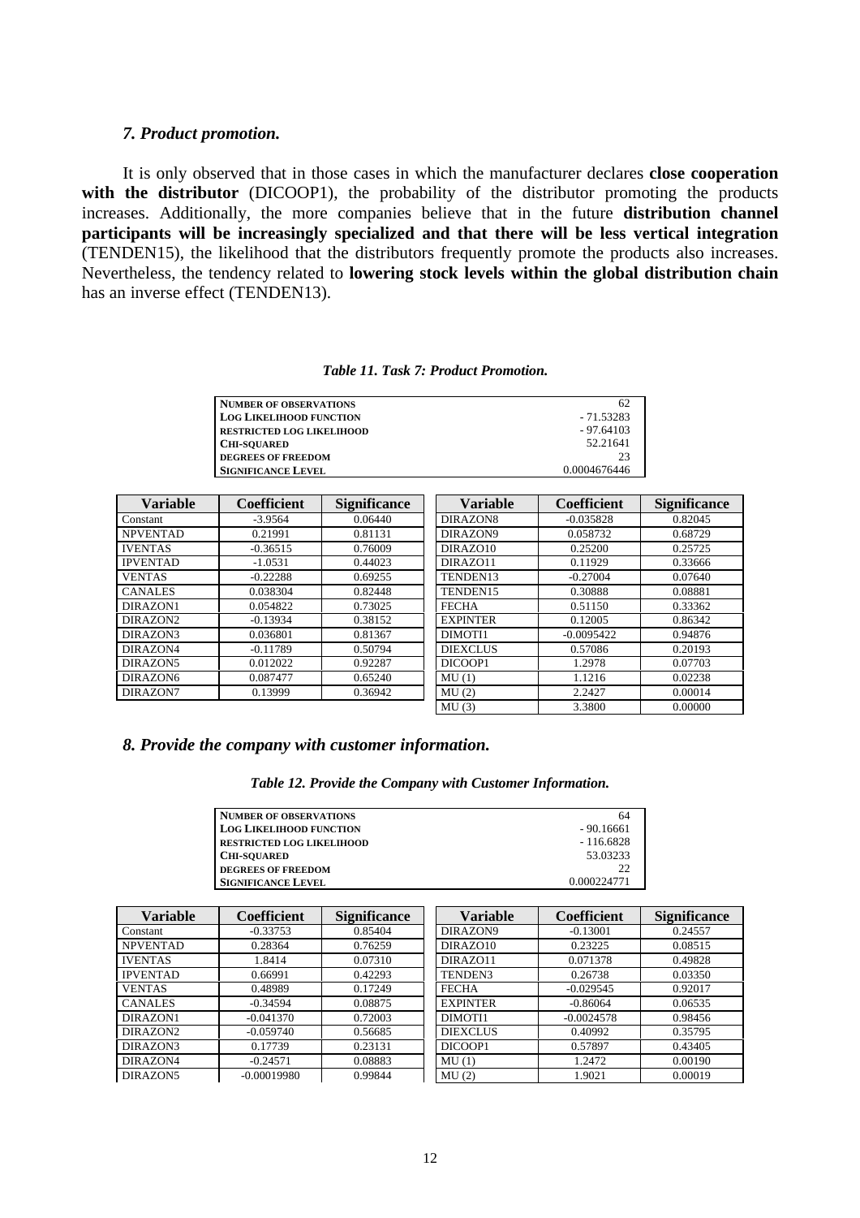### *7. Product promotion.*

It is only observed that in those cases in which the manufacturer declares **close cooperation with the distributor** (DICOOP1), the probability of the distributor promoting the products increases. Additionally, the more companies believe that in the future **distribution channel participants will be increasingly specialized and that there will be less vertical integration** (TENDEN15), the likelihood that the distributors frequently promote the products also increases. Nevertheless, the tendency related to **lowering stock levels within the global distribution chain** has an inverse effect (TENDEN13).

***Table 11. Task 7: Product Promotion.***

| | |
|---|---|
| NUMBER OF OBSERVATIONS | 62 |
| LOG LIKELIHOOD FUNCTION | - 71.53283 |
| RESTRICTED LOG LIKELIHOOD | - 97.64103 |
| CHI-SQUARED | 52.21641 |
| DEGREES OF FREEDOM | 23 |
| SIGNIFICANCE LEVEL | 0.0004676446 |

| Variable | Coefficient | Significance | Variable | Coefficient | Significance |
|---|---|---|---|---|---|
| Constant | -3.9564 | 0.06440 | DIRAZON8 | -0.035828 | 0.82045 |
| NPVENTAD | 0.21991 | 0.81131 | DIRAZON9 | 0.058732 | 0.68729 |
| IVENTAS | -0.36515 | 0.76009 | DIRAZO10 | 0.25200 | 0.25725 |
| IPVENTAD | -1.0531 | 0.44023 | DIRAZO11 | 0.11929 | 0.33666 |
| VENTAS | -0.22288 | 0.69255 | TENDEN13 | -0.27004 | 0.07640 |
| CANALES | 0.038304 | 0.82448 | TENDEN15 | 0.30888 | 0.08881 |
| DIRAZON1 | 0.054822 | 0.73025 | FECHA | 0.51150 | 0.33362 |
| DIRAZON2 | -0.13934 | 0.38152 | EXPINTER | 0.12005 | 0.86342 |
| DIRAZON3 | 0.036801 | 0.81367 | DIMOTI1 | -0.0095422 | 0.94876 |
| DIRAZON4 | -0.11789 | 0.50794 | DIEXCLUS | 0.57086 | 0.20193 |
| DIRAZON5 | 0.012022 | 0.92287 | DICOOP1 | 1.2978 | 0.07703 |
| DIRAZON6 | 0.087477 | 0.65240 | MU (1) | 1.1216 | 0.02238 |
| DIRAZON7 | 0.13999 | 0.36942 | MU (2) | 2.2427 | 0.00014 |
| | | | MU (3) | 3.3800 | 0.00000 |

### *8. Provide the company with customer information.*

***Table 12. Provide the Company with Customer Information.***

| | |
|---|---|
| NUMBER OF OBSERVATIONS | 64 |
| LOG LIKELIHOOD FUNCTION | - 90.16661 |
| RESTRICTED LOG LIKELIHOOD | - 116.6828 |
| CHI-SQUARED | 53.03233 |
| DEGREES OF FREEDOM | 22 |
| SIGNIFICANCE LEVEL | 0.000224771 |

| Variable | Coefficient | Significance | Variable | Coefficient | Significance |
|---|---|---|---|---|---|
| Constant | -0.33753 | 0.85404 | DIRAZON9 | -0.13001 | 0.24557 |
| NPVENTAD | 0.28364 | 0.76259 | DIRAZO10 | 0.23225 | 0.08515 |
| IVENTAS | 1.8414 | 0.07310 | DIRAZO11 | 0.071378 | 0.49828 |
| IPVENTAD | 0.66991 | 0.42293 | TENDEN3 | 0.26738 | 0.03350 |
| VENTAS | 0.48989 | 0.17249 | FECHA | -0.029545 | 0.92017 |
| CANALES | -0.34594 | 0.08875 | EXPINTER | -0.86064 | 0.06535 |
| DIRAZON1 | -0.041370 | 0.72003 | DIMOTI1 | -0.0024578 | 0.98456 |
| DIRAZON2 | -0.059740 | 0.56685 | DIEXCLUS | 0.40992 | 0.35795 |
| DIRAZON3 | 0.17739 | 0.23131 | DICOOP1 | 0.57897 | 0.43405 |
| DIRAZON4 | -0.24571 | 0.08883 | MU (1) | 1.2472 | 0.00190 |
| DIRAZON5 | -0.00019980 | 0.99844 | MU (2) | 1.9021 | 0.00019 |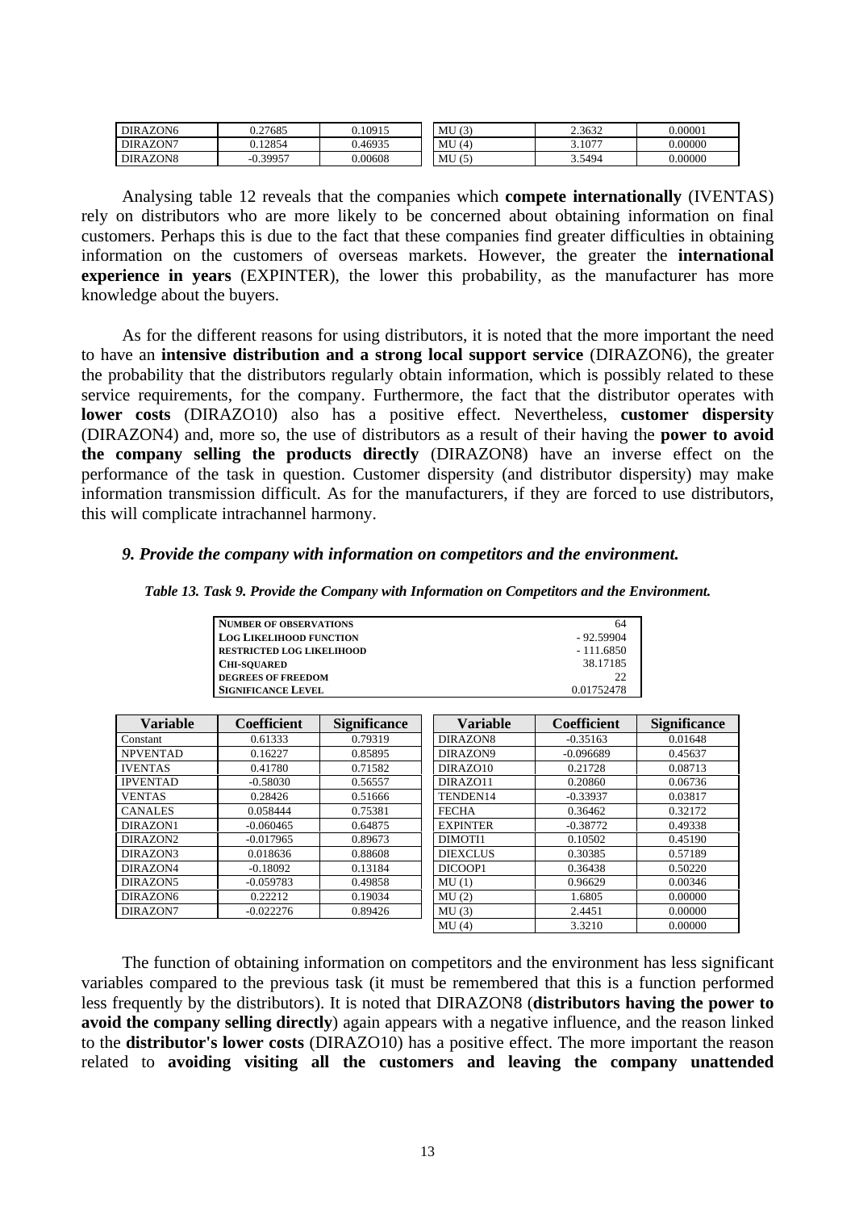| DIRAZON6 | 0.27685 | 0.10915 | MU (3) | 2.3632 | 0.00001 |
|---|---|---|---|---|---|
| DIRAZON7 | 0.12854 | 0.46935 | MU (4) | 3.1077 | 0.00000 |
| DIRAZON8 | -0.39957 | 0.00608 | MU (5) | 3.5494 | 0.00000 |

Analysing table 12 reveals that the companies which **compete internationally** (IVENTAS) rely on distributors who are more likely to be concerned about obtaining information on final customers. Perhaps this is due to the fact that these companies find greater difficulties in obtaining information on the customers of overseas markets. However, the greater the **international experience in years** (EXPINTER), the lower this probability, as the manufacturer has more knowledge about the buyers.

As for the different reasons for using distributors, it is noted that the more important the need to have an **intensive distribution and a strong local support service** (DIRAZON6), the greater the probability that the distributors regularly obtain information, which is possibly related to these service requirements, for the company. Furthermore, the fact that the distributor operates with **lower costs** (DIRAZO10) also has a positive effect. Nevertheless, **customer dispersity** (DIRAZON4) and, more so, the use of distributors as a result of their having the **power to avoid the company selling the products directly** (DIRAZON8) have an inverse effect on the performance of the task in question. Customer dispersity (and distributor dispersity) may make information transmission difficult. As for the manufacturers, if they are forced to use distributors, this will complicate intrachannel harmony.

### *9. Provide the company with information on competitors and the environment.*

***Table 13. Task 9. Provide the Company with Information on Competitors and the Environment.***

| | |
|---|---|
| NUMBER OF OBSERVATIONS | 64 |
| LOG LIKELIHOOD FUNCTION | - 92.59904 |
| RESTRICTED LOG LIKELIHOOD | - 111.6850 |
| CHI-SQUARED | 38.17185 |
| DEGREES OF FREEDOM | 22 |
| SIGNIFICANCE LEVEL | 0.01752478 |

| Variable | Coefficient | Significance | Variable | Coefficient | Significance |
|---|---|---|---|---|---|
| Constant | 0.61333 | 0.79319 | DIRAZON8 | -0.35163 | 0.01648 |
| NPVENTAD | 0.16227 | 0.85895 | DIRAZON9 | -0.096689 | 0.45637 |
| IVENTAS | 0.41780 | 0.71582 | DIRAZO10 | 0.21728 | 0.08713 |
| IPVENTAD | -0.58030 | 0.56557 | DIRAZO11 | 0.20860 | 0.06736 |
| VENTAS | 0.28426 | 0.51666 | TENDEN14 | -0.33937 | 0.03817 |
| CANALES | 0.058444 | 0.75381 | FECHA | 0.36462 | 0.32172 |
| DIRAZON1 | -0.060465 | 0.64875 | EXPINTER | -0.38772 | 0.49338 |
| DIRAZON2 | -0.017965 | 0.89673 | DIMOTI1 | 0.10502 | 0.45190 |
| DIRAZON3 | 0.018636 | 0.88608 | DIEXCLUS | 0.30385 | 0.57189 |
| DIRAZON4 | -0.18092 | 0.13184 | DICOOP1 | 0.36438 | 0.50220 |
| DIRAZON5 | -0.059783 | 0.49858 | MU (1) | 0.96629 | 0.00346 |
| DIRAZON6 | 0.22212 | 0.19034 | MU (2) | 1.6805 | 0.00000 |
| DIRAZON7 | -0.022276 | 0.89426 | MU (3) | 2.4451 | 0.00000 |
| | | | MU (4) | 3.3210 | 0.00000 |

The function of obtaining information on competitors and the environment has less significant variables compared to the previous task (it must be remembered that this is a function performed less frequently by the distributors). It is noted that DIRAZON8 (**distributors having the power to avoid the company selling directly**) again appears with a negative influence, and the reason linked to the **distributor's lower costs** (DIRAZO10) has a positive effect. The more important the reason related to **avoiding visiting all the customers and leaving the company unattended**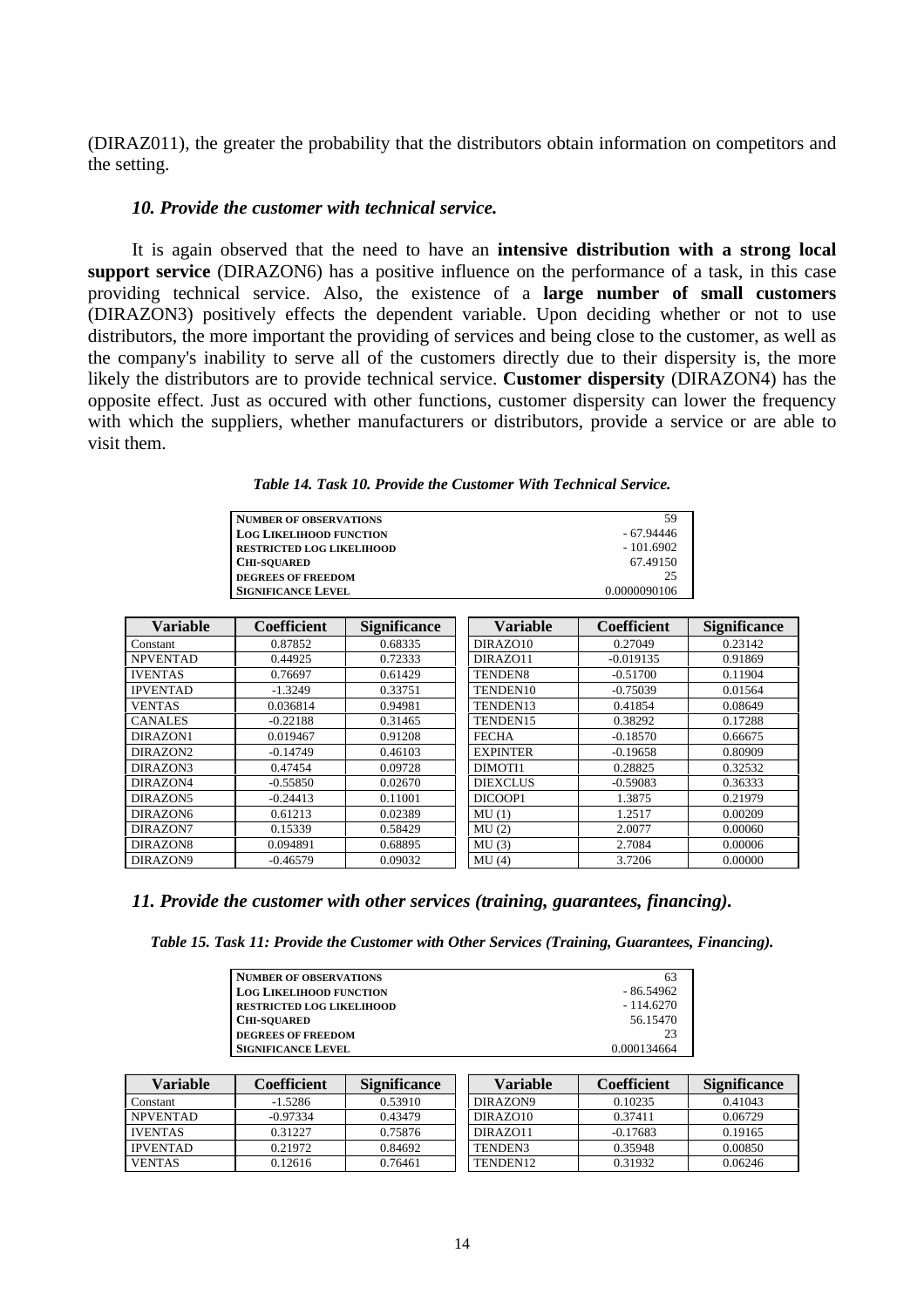(DIRAZ011), the greater the probability that the distributors obtain information on competitors and the setting.

### *10. Provide the customer with technical service.*

It is again observed that the need to have an **intensive distribution with a strong local support service** (DIRAZON6) has a positive influence on the performance of a task, in this case providing technical service. Also, the existence of a **large number of small customers** (DIRAZON3) positively effects the dependent variable. Upon deciding whether or not to use distributors, the more important the providing of services and being close to the customer, as well as the company's inability to serve all of the customers directly due to their dispersity is, the more likely the distributors are to provide technical service. **Customer dispersity** (DIRAZON4) has the opposite effect. Just as occured with other functions, customer dispersity can lower the frequency with which the suppliers, whether manufacturers or distributors, provide a service or are able to visit them.

***Table 14. Task 10. Provide the Customer With Technical Service.***

| | |
|---|---|
| NUMBER OF OBSERVATIONS | 59 |
| LOG LIKELIHOOD FUNCTION | - 67.94446 |
| RESTRICTED LOG LIKELIHOOD | - 101.6902 |
| CHI-SQUARED | 67.49150 |
| DEGREES OF FREEDOM | 25 |
| SIGNIFICANCE LEVEL | 0.0000090106 |

| Variable | Coefficient | Significance | Variable | Coefficient | Significance |
|---|---|---|---|---|---|
| Constant | 0.87852 | 0.68335 | DIRAZO10 | 0.27049 | 0.23142 |
| NPVENTAD | 0.44925 | 0.72333 | DIRAZO11 | -0.019135 | 0.91869 |
| IVENTAS | 0.76697 | 0.61429 | TENDEN8 | -0.51700 | 0.11904 |
| IPVENTAD | -1.3249 | 0.33751 | TENDEN10 | -0.75039 | 0.01564 |
| VENTAS | 0.036814 | 0.94981 | TENDEN13 | 0.41854 | 0.08649 |
| CANALES | -0.22188 | 0.31465 | TENDEN15 | 0.38292 | 0.17288 |
| DIRAZON1 | 0.019467 | 0.91208 | FECHA | -0.18570 | 0.66675 |
| DIRAZON2 | -0.14749 | 0.46103 | EXPINTER | -0.19658 | 0.80909 |
| DIRAZON3 | 0.47454 | 0.09728 | DIMOTI1 | 0.28825 | 0.32532 |
| DIRAZON4 | -0.55850 | 0.02670 | DIEXCLUS | -0.59083 | 0.36333 |
| DIRAZON5 | -0.24413 | 0.11001 | DICOOP1 | 1.3875 | 0.21979 |
| DIRAZON6 | 0.61213 | 0.02389 | MU (1) | 1.2517 | 0.00209 |
| DIRAZON7 | 0.15339 | 0.58429 | MU (2) | 2.0077 | 0.00060 |
| DIRAZON8 | 0.094891 | 0.68895 | MU (3) | 2.7084 | 0.00006 |
| DIRAZON9 | -0.46579 | 0.09032 | MU (4) | 3.7206 | 0.00000 |

### *11. Provide the customer with other services (training, guarantees, financing).*

***Table 15. Task 11: Provide the Customer with Other Services (Training, Guarantees, Financing).***

| | |
|---|---|
| NUMBER OF OBSERVATIONS | 63 |
| LOG LIKELIHOOD FUNCTION | - 86.54962 |
| RESTRICTED LOG LIKELIHOOD | - 114.6270 |
| CHI-SQUARED | 56.15470 |
| DEGREES OF FREEDOM | 23 |
| SIGNIFICANCE LEVEL | 0.000134664 |

| Variable | Coefficient | Significance | Variable | Coefficient | Significance |
|---|---|---|---|---|---|
| Constant | -1.5286 | 0.53910 | DIRAZON9 | 0.10235 | 0.41043 |
| NPVENTAD | -0.97334 | 0.43479 | DIRAZO10 | 0.37411 | 0.06729 |
| IVENTAS | 0.31227 | 0.75876 | DIRAZO11 | -0.17683 | 0.19165 |
| IPVENTAD | 0.21972 | 0.84692 | TENDEN3 | 0.35948 | 0.00850 |
| VENTAS | 0.12616 | 0.76461 | TENDEN12 | 0.31932 | 0.06246 |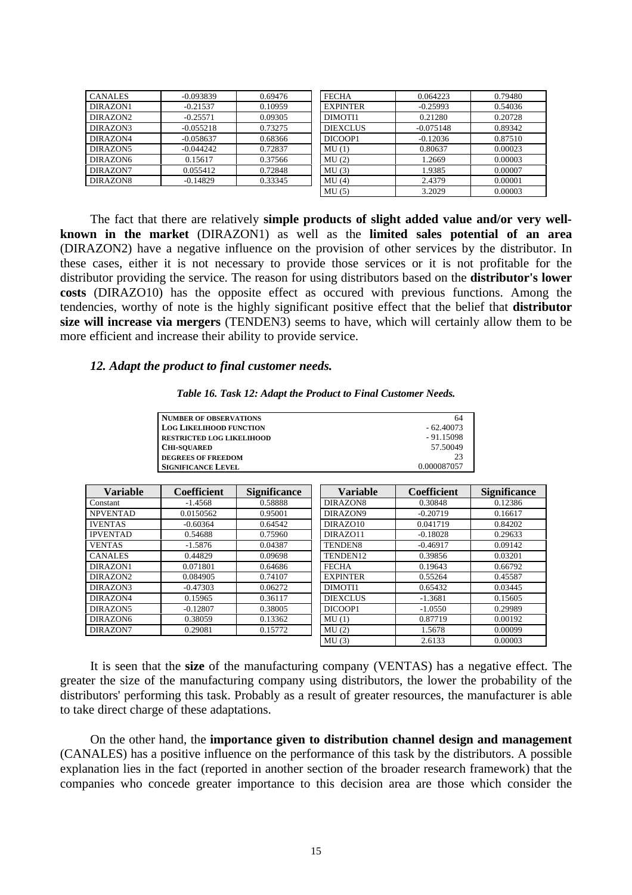| CANALES | -0.093839 | 0.69476 | FECHA | 0.064223 | 0.79480 |
|---|---|---|---|---|---|
| DIRAZON1 | -0.21537 | 0.10959 | EXPINTER | -0.25993 | 0.54036 |
| DIRAZON2 | -0.25571 | 0.09305 | DIMOTI1 | 0.21280 | 0.20728 |
| DIRAZON3 | -0.055218 | 0.73275 | DIEXCLUS | -0.075148 | 0.89342 |
| DIRAZON4 | -0.058637 | 0.68366 | DICOOP1 | -0.12036 | 0.87510 |
| DIRAZON5 | -0.044242 | 0.72837 | MU (1) | 0.80637 | 0.00023 |
| DIRAZON6 | 0.15617 | 0.37566 | MU (2) | 1.2669 | 0.00003 |
| DIRAZON7 | 0.055412 | 0.72848 | MU (3) | 1.9385 | 0.00007 |
| DIRAZON8 | -0.14829 | 0.33345 | MU (4) | 2.4379 | 0.00001 |
| | | | MU (5) | 3.2029 | 0.00003 |

The fact that there are relatively **simple products of slight added value and/or very well-known in the market** (DIRAZON1) as well as the **limited sales potential of an area** (DIRAZON2) have a negative influence on the provision of other services by the distributor. In these cases, either it is not necessary to provide those services or it is not profitable for the distributor providing the service. The reason for using distributors based on the **distributor's lower costs** (DIRAZO10) has the opposite effect as occured with previous functions. Among the tendencies, worthy of note is the highly significant positive effect that the belief that **distributor size will increase via mergers** (TENDEN3) seems to have, which will certainly allow them to be more efficient and increase their ability to provide service.

### *12. Adapt the product to final customer needs.*

***Table 16. Task 12: Adapt the Product to Final Customer Needs.***

| | |
|---|---|
| NUMBER OF OBSERVATIONS | 64 |
| LOG LIKELIHOOD FUNCTION | - 62.40073 |
| RESTRICTED LOG LIKELIHOOD | - 91.15098 |
| CHI-SQUARED | 57.50049 |
| DEGREES OF FREEDOM | 23 |
| SIGNIFICANCE LEVEL | 0.000087057 |

| Variable | Coefficient | Significance | Variable | Coefficient | Significance |
|---|---|---|---|---|---|
| Constant | -1.4568 | 0.58888 | DIRAZON8 | 0.30848 | 0.12386 |
| NPVENTAD | 0.0150562 | 0.95001 | DIRAZON9 | -0.20719 | 0.16617 |
| IVENTAS | -0.60364 | 0.64542 | DIRAZO10 | 0.041719 | 0.84202 |
| IPVENTAD | 0.54688 | 0.75960 | DIRAZO11 | -0.18028 | 0.29633 |
| VENTAS | -1.5876 | 0.04387 | TENDEN8 | -0.46917 | 0.09142 |
| CANALES | 0.44829 | 0.09698 | TENDEN12 | 0.39856 | 0.03201 |
| DIRAZON1 | 0.071801 | 0.64686 | FECHA | 0.19643 | 0.66792 |
| DIRAZON2 | 0.084905 | 0.74107 | EXPINTER | 0.55264 | 0.45587 |
| DIRAZON3 | -0.47303 | 0.06272 | DIMOTI1 | 0.65432 | 0.03445 |
| DIRAZON4 | 0.15965 | 0.36117 | DIEXCLUS | -1.3681 | 0.15605 |
| DIRAZON5 | -0.12807 | 0.38005 | DICOOP1 | -1.0550 | 0.29989 |
| DIRAZON6 | 0.38059 | 0.13362 | MU (1) | 0.87719 | 0.00192 |
| DIRAZON7 | 0.29081 | 0.15772 | MU (2) | 1.5678 | 0.00099 |
| | | | MU (3) | 2.6133 | 0.00003 |

It is seen that the **size** of the manufacturing company (VENTAS) has a negative effect. The greater the size of the manufacturing company using distributors, the lower the probability of the distributors' performing this task. Probably as a result of greater resources, the manufacturer is able to take direct charge of these adaptations.

On the other hand, the **importance given to distribution channel design and management** (CANALES) has a positive influence on the performance of this task by the distributors. A possible explanation lies in the fact (reported in another section of the broader research framework) that the companies who concede greater importance to this decision area are those which consider the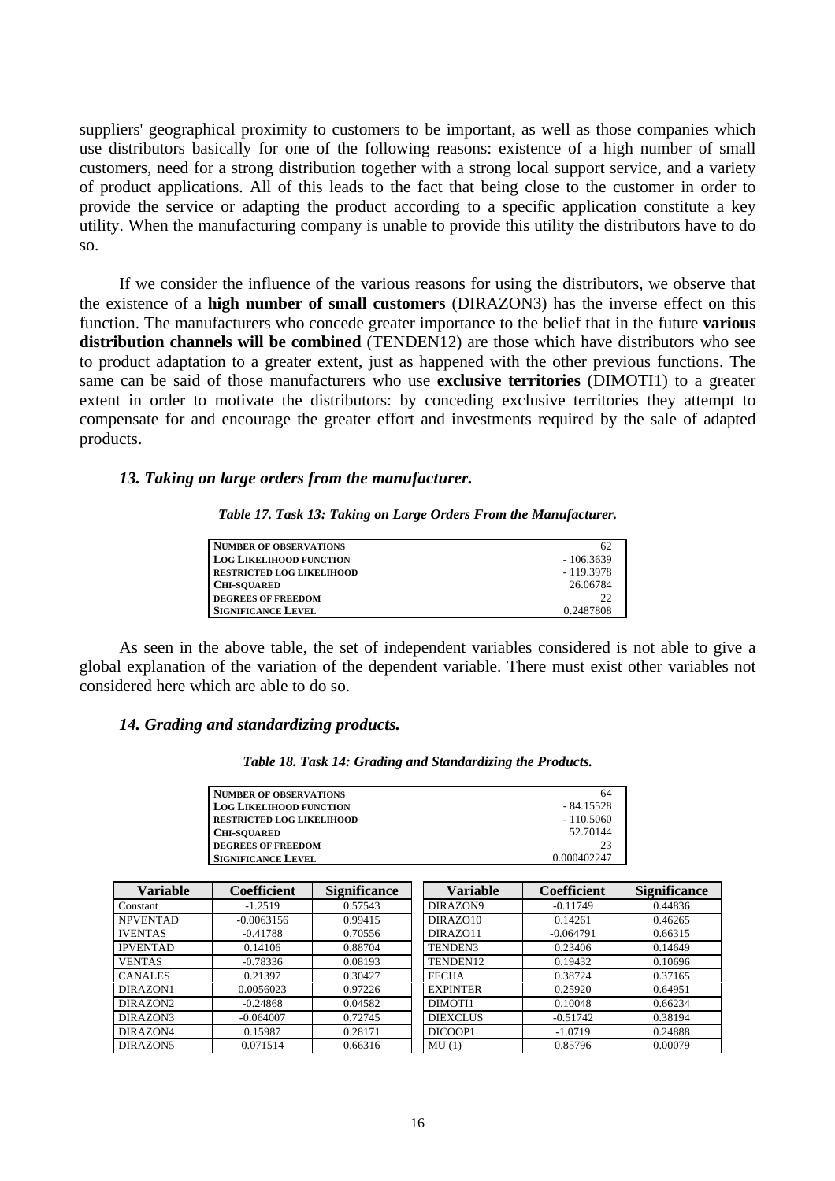suppliers' geographical proximity to customers to be important, as well as those companies which use distributors basically for one of the following reasons: existence of a high number of small customers, need for a strong distribution together with a strong local support service, and a variety of product applications. All of this leads to the fact that being close to the customer in order to provide the service or adapting the product according to a specific application constitute a key utility. When the manufacturing company is unable to provide this utility the distributors have to do so.

If we consider the influence of the various reasons for using the distributors, we observe that the existence of a **high number of small customers** (DIRAZON3) has the inverse effect on this function. The manufacturers who concede greater importance to the belief that in the future **various distribution channels will be combined** (TENDEN12) are those which have distributors who see to product adaptation to a greater extent, just as happened with the other previous functions. The same can be said of those manufacturers who use **exclusive territories** (DIMOTI1) to a greater extent in order to motivate the distributors: by conceding exclusive territories they attempt to compensate for and encourage the greater effort and investments required by the sale of adapted products.

### *13. Taking on large orders from the manufacturer.*

***Table 17. Task 13: Taking on Large Orders From the Manufacturer.***

| | |
|---|---|
| NUMBER OF OBSERVATIONS | 62 |
| LOG LIKELIHOOD FUNCTION | - 106.3639 |
| RESTRICTED LOG LIKELIHOOD | - 119.3978 |
| CHI-SQUARED | 26.06784 |
| DEGREES OF FREEDOM | 22 |
| SIGNIFICANCE LEVEL | 0.2487808 |

As seen in the above table, the set of independent variables considered is not able to give a global explanation of the variation of the dependent variable. There must exist other variables not considered here which are able to do so.

### *14. Grading and standardizing products.*

***Table 18. Task 14: Grading and Standardizing the Products.***

| | |
|---|---|
| NUMBER OF OBSERVATIONS | 64 |
| LOG LIKELIHOOD FUNCTION | - 84.15528 |
| RESTRICTED LOG LIKELIHOOD | - 110.5060 |
| CHI-SQUARED | 52.70144 |
| DEGREES OF FREEDOM | 23 |
| SIGNIFICANCE LEVEL | 0.000402247 |

| Variable | Coefficient | Significance | Variable | Coefficient | Significance |
|---|---|---|---|---|---|
| Constant | -1.2519 | 0.57543 | DIRAZON9 | -0.11749 | 0.44836 |
| NPVENTAD | -0.0063156 | 0.99415 | DIRAZO10 | 0.14261 | 0.46265 |
| IVENTAS | -0.41788 | 0.70556 | DIRAZO11 | -0.064791 | 0.66315 |
| IPVENTAD | 0.14106 | 0.88704 | TENDEN3 | 0.23406 | 0.14649 |
| VENTAS | -0.78336 | 0.08193 | TENDEN12 | 0.19432 | 0.10696 |
| CANALES | 0.21397 | 0.30427 | FECHA | 0.38724 | 0.37165 |
| DIRAZON1 | 0.0056023 | 0.97226 | EXPINTER | 0.25920 | 0.64951 |
| DIRAZON2 | -0.24868 | 0.04582 | DIMOTI1 | 0.10048 | 0.66234 |
| DIRAZON3 | -0.064007 | 0.72745 | DIEXCLUS | -0.51742 | 0.38194 |
| DIRAZON4 | 0.15987 | 0.28171 | DICOOP1 | -1.0719 | 0.24888 |
| DIRAZON5 | 0.071514 | 0.66316 | MU (1) | 0.85796 | 0.00079 |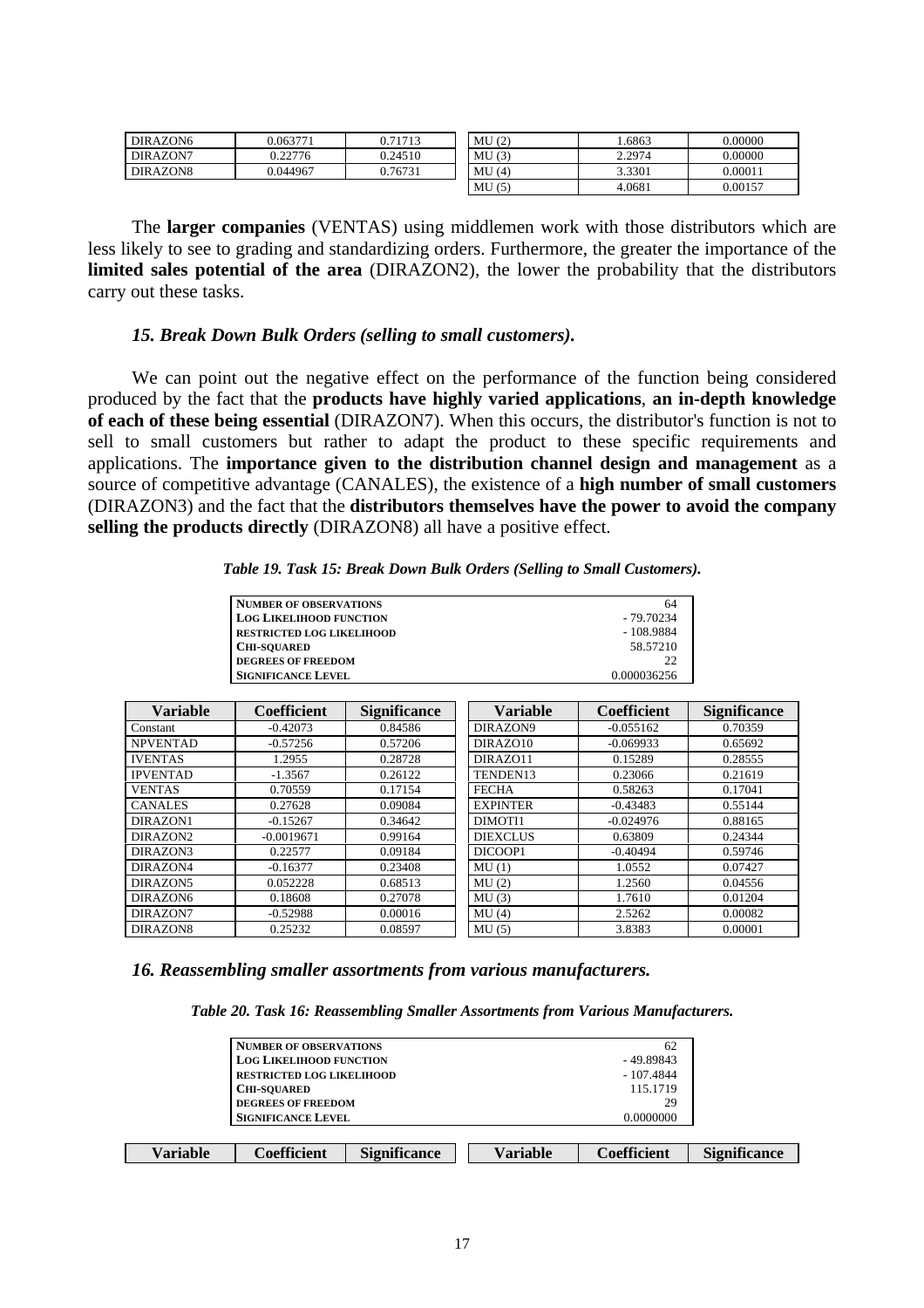| DIRAZON6 | 0.063771 | 0.71713 | MU (2) | 1.6863 | 0.00000 |
|---|---|---|---|---|---|
| DIRAZON7 | 0.22776 | 0.24510 | MU (3) | 2.2974 | 0.00000 |
| DIRAZON8 | 0.044967 | 0.76731 | MU (4) | 3.3301 | 0.00011 |
| | | | MU (5) | 4.0681 | 0.00157 |

The **larger companies** (VENTAS) using middlemen work with those distributors which are less likely to see to grading and standardizing orders. Furthermore, the greater the importance of the **limited sales potential of the area** (DIRAZON2), the lower the probability that the distributors carry out these tasks.

### *15. Break Down Bulk Orders (selling to small customers).*

We can point out the negative effect on the performance of the function being considered produced by the fact that the **products have highly varied applications**, **an in-depth knowledge of each of these being essential** (DIRAZON7). When this occurs, the distributor's function is not to sell to small customers but rather to adapt the product to these specific requirements and applications. The **importance given to the distribution channel design and management** as a source of competitive advantage (CANALES), the existence of a **high number of small customers** (DIRAZON3) and the fact that the **distributors themselves have the power to avoid the company selling the products directly** (DIRAZON8) all have a positive effect.

***Table 19. Task 15: Break Down Bulk Orders (Selling to Small Customers).***

| | |
|---|---|
| NUMBER OF OBSERVATIONS | 64 |
| LOG LIKELIHOOD FUNCTION | - 79.70234 |
| RESTRICTED LOG LIKELIHOOD | - 108.9884 |
| CHI-SQUARED | 58.57210 |
| DEGREES OF FREEDOM | 22 |
| SIGNIFICANCE LEVEL | 0.000036256 |

| Variable | Coefficient | Significance | Variable | Coefficient | Significance |
|---|---|---|---|---|---|
| Constant | -0.42073 | 0.84586 | DIRAZON9 | -0.055162 | 0.70359 |
| NPVENTAD | -0.57256 | 0.57206 | DIRAZO10 | -0.069933 | 0.65692 |
| IVENTAS | 1.2955 | 0.28728 | DIRAZO11 | 0.15289 | 0.28555 |
| IPVENTAD | -1.3567 | 0.26122 | TENDEN13 | 0.23066 | 0.21619 |
| VENTAS | 0.70559 | 0.17154 | FECHA | 0.58263 | 0.17041 |
| CANALES | 0.27628 | 0.09084 | EXPINTER | -0.43483 | 0.55144 |
| DIRAZON1 | -0.15267 | 0.34642 | DIMOTI1 | -0.024976 | 0.88165 |
| DIRAZON2 | -0.0019671 | 0.99164 | DIEXCLUS | 0.63809 | 0.24344 |
| DIRAZON3 | 0.22577 | 0.09184 | DICOOP1 | -0.40494 | 0.59746 |
| DIRAZON4 | -0.16377 | 0.23408 | MU (1) | 1.0552 | 0.07427 |
| DIRAZON5 | 0.052228 | 0.68513 | MU (2) | 1.2560 | 0.04556 |
| DIRAZON6 | 0.18608 | 0.27078 | MU (3) | 1.7610 | 0.01204 |
| DIRAZON7 | -0.52988 | 0.00016 | MU (4) | 2.5262 | 0.00082 |
| DIRAZON8 | 0.25232 | 0.08597 | MU (5) | 3.8383 | 0.00001 |

### *16. Reassembling smaller assortments from various manufacturers.*

***Table 20. Task 16: Reassembling Smaller Assortments from Various Manufacturers.***

| | |
|---|---|
| NUMBER OF OBSERVATIONS | 62 |
| LOG LIKELIHOOD FUNCTION | - 49.89843 |
| RESTRICTED LOG LIKELIHOOD | - 107.4844 |
| CHI-SQUARED | 115.1719 |
| DEGREES OF FREEDOM | 29 |
| SIGNIFICANCE LEVEL | 0.0000000 |

| Variable | Coefficient | Significance | Variable | Coefficient | Significance |
|---|---|---|---|---|---|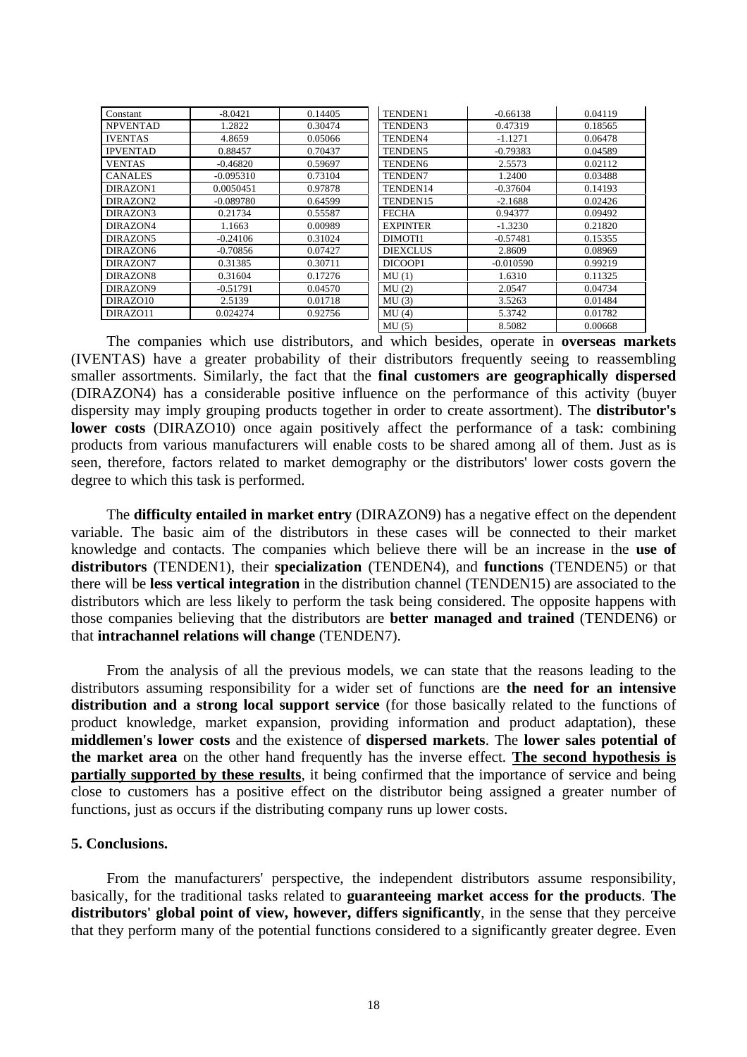| Constant | -8.0421 | 0.14405 |
|---|---|---|
| NPVENTAD | 1.2822 | 0.30474 |
| IVENTAS | 4.8659 | 0.05066 |
| IPVENTAD | 0.88457 | 0.70437 |
| VENTAS | -0.46820 | 0.59697 |
| CANALES | -0.095310 | 0.73104 |
| DIRAZON1 | 0.0050451 | 0.97878 |
| DIRAZON2 | -0.089780 | 0.64599 |
| DIRAZON3 | 0.21734 | 0.55587 |
| DIRAZON4 | 1.1663 | 0.00989 |
| DIRAZON5 | -0.24106 | 0.31024 |
| DIRAZON6 | -0.70856 | 0.07427 |
| DIRAZON7 | 0.31385 | 0.30711 |
| DIRAZON8 | 0.31604 | 0.17276 |
| DIRAZON9 | -0.51791 | 0.04570 |
| DIRAZO10 | 2.5139 | 0.01718 |
| DIRAZO11 | 0.024274 | 0.92756 |

| TENDEN1 | -0.66138 | 0.04119 |
|---|---|---|
| TENDEN3 | 0.47319 | 0.18565 |
| TENDEN4 | -1.1271 | 0.06478 |
| TENDEN5 | -0.79383 | 0.04589 |
| TENDEN6 | 2.5573 | 0.02112 |
| TENDEN7 | 1.2400 | 0.03488 |
| TENDEN14 | -0.37604 | 0.14193 |
| TENDEN15 | -2.1688 | 0.02426 |
| FECHA | 0.94377 | 0.09492 |
| EXPINTER | -1.3230 | 0.21820 |
| DIMOTI1 | -0.57481 | 0.15355 |
| DIEXCLUS | 2.8609 | 0.08969 |
| DICOOP1 | -0.010590 | 0.99219 |
| MU (1) | 1.6310 | 0.11325 |
| MU (2) | 2.0547 | 0.04734 |
| MU (3) | 3.5263 | 0.01484 |
| MU (4) | 5.3742 | 0.01782 |
| MU (5) | 8.5082 | 0.00668 |

The companies which use distributors, and which besides, operate in **overseas markets** (IVENTAS) have a greater probability of their distributors frequently seeing to reassembling smaller assortments. Similarly, the fact that the **final customers are geographically dispersed** (DIRAZON4) has a considerable positive influence on the performance of this activity (buyer dispersity may imply grouping products together in order to create assortment). The **distributor's lower costs** (DIRAZO10) once again positively affect the performance of a task: combining products from various manufacturers will enable costs to be shared among all of them. Just as is seen, therefore, factors related to market demography or the distributors' lower costs govern the degree to which this task is performed.

The **difficulty entailed in market entry** (DIRAZON9) has a negative effect on the dependent variable. The basic aim of the distributors in these cases will be connected to their market knowledge and contacts. The companies which believe there will be an increase in the **use of distributors** (TENDEN1), their **specialization** (TENDEN4), and **functions** (TENDEN5) or that there will be **less vertical integration** in the distribution channel (TENDEN15) are associated to the distributors which are less likely to perform the task being considered. The opposite happens with those companies believing that the distributors are **better managed and trained** (TENDEN6) or that **intrachannel relations will change** (TENDEN7).

From the analysis of all the previous models, we can state that the reasons leading to the distributors assuming responsibility for a wider set of functions are **the need for an intensive distribution and a strong local support service** (for those basically related to the functions of product knowledge, market expansion, providing information and product adaptation), these **middlemen's lower costs** and the existence of **dispersed markets**. The **lower sales potential of the market area** on the other hand frequently has the inverse effect. **The second hypothesis is partially supported by these results**, it being confirmed that the importance of service and being close to customers has a positive effect on the distributor being assigned a greater number of functions, just as occurs if the distributing company runs up lower costs.

## 5. Conclusions.

From the manufacturers' perspective, the independent distributors assume responsibility, basically, for the traditional tasks related to **guaranteeing market access for the products**. **The distributors' global point of view, however, differs significantly**, in the sense that they perceive that they perform many of the potential functions considered to a significantly greater degree. Even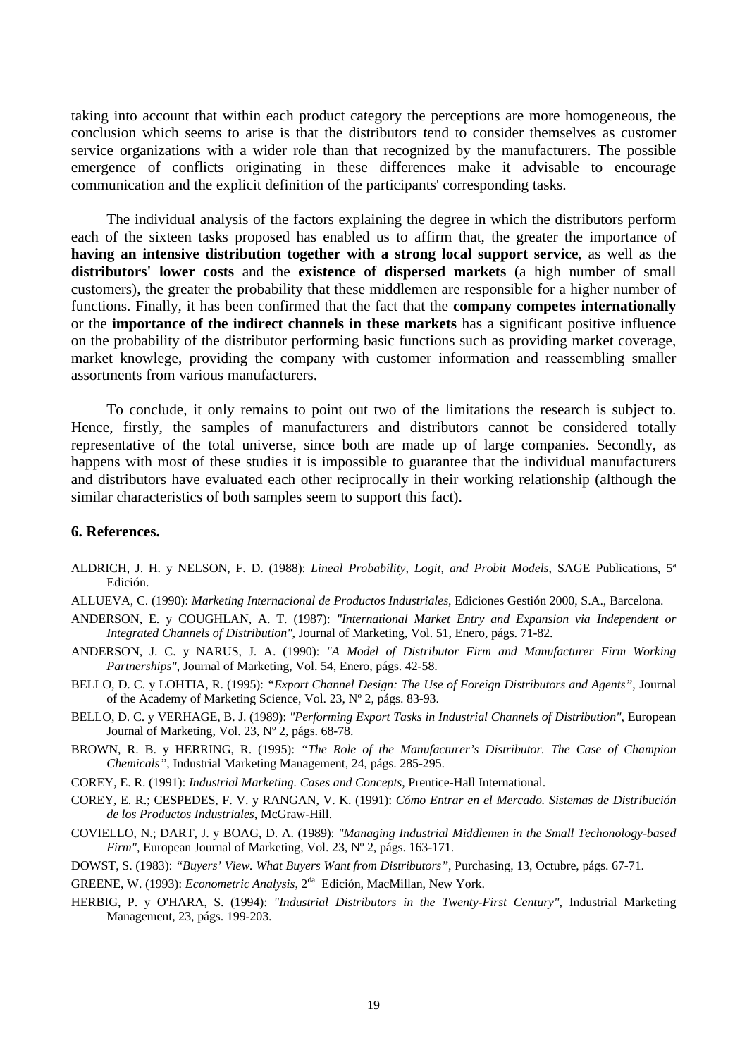taking into account that within each product category the perceptions are more homogeneous, the conclusion which seems to arise is that the distributors tend to consider themselves as customer service organizations with a wider role than that recognized by the manufacturers. The possible emergence of conflicts originating in these differences make it advisable to encourage communication and the explicit definition of the participants' corresponding tasks.

The individual analysis of the factors explaining the degree in which the distributors perform each of the sixteen tasks proposed has enabled us to affirm that, the greater the importance of **having an intensive distribution together with a strong local support service**, as well as the **distributors' lower costs** and the **existence of dispersed markets** (a high number of small customers), the greater the probability that these middlemen are responsible for a higher number of functions. Finally, it has been confirmed that the fact that the **company competes internationally** or the **importance of the indirect channels in these markets** has a significant positive influence on the probability of the distributor performing basic functions such as providing market coverage, market knowlege, providing the company with customer information and reassembling smaller assortments from various manufacturers.

To conclude, it only remains to point out two of the limitations the research is subject to. Hence, firstly, the samples of manufacturers and distributors cannot be considered totally representative of the total universe, since both are made up of large companies. Secondly, as happens with most of these studies it is impossible to guarantee that the individual manufacturers and distributors have evaluated each other reciprocally in their working relationship (although the similar characteristics of both samples seem to support this fact).

## 6. References.

ALDRICH, J. H. y NELSON, F. D. (1988): *Lineal Probability, Logit, and Probit Models*, SAGE Publications, 5ª Edición.

ALLUEVA, C. (1990): *Marketing Internacional de Productos Industriales*, Ediciones Gestión 2000, S.A., Barcelona.

ANDERSON, E. y COUGHLAN, A. T. (1987): *"International Market Entry and Expansion via Independent or Integrated Channels of Distribution"*, Journal of Marketing, Vol. 51, Enero, págs. 71-82.

ANDERSON, J. C. y NARUS, J. A. (1990): *"A Model of Distributor Firm and Manufacturer Firm Working Partnerships"*, Journal of Marketing, Vol. 54, Enero, págs. 42-58.

BELLO, D. C. y LOHTIA, R. (1995): *"Export Channel Design: The Use of Foreign Distributors and Agents"*, Journal of the Academy of Marketing Science, Vol. 23, Nº 2, págs. 83-93.

BELLO, D. C. y VERHAGE, B. J. (1989): *"Performing Export Tasks in Industrial Channels of Distribution"*, European Journal of Marketing, Vol. 23, Nº 2, págs. 68-78.

BROWN, R. B. y HERRING, R. (1995): *"The Role of the Manufacturer's Distributor. The Case of Champion Chemicals"*, Industrial Marketing Management, 24, págs. 285-295.

COREY, E. R. (1991): *Industrial Marketing. Cases and Concepts*, Prentice-Hall International.

COREY, E. R.; CESPEDES, F. V. y RANGAN, V. K. (1991): *Cómo Entrar en el Mercado. Sistemas de Distribución de los Productos Industriales*, McGraw-Hill.

COVIELLO, N.; DART, J. y BOAG, D. A. (1989): *"Managing Industrial Middlemen in the Small Techonology-based Firm"*, European Journal of Marketing, Vol. 23, Nº 2, págs. 163-171.

DOWST, S. (1983): *"Buyers' View. What Buyers Want from Distributors"*, Purchasing, 13, Octubre, págs. 67-71.

GREENE, W. (1993): *Econometric Analysis*, 2da Edición, MacMillan, New York.

HERBIG, P. y O'HARA, S. (1994): *"Industrial Distributors in the Twenty-First Century"*, Industrial Marketing Management, 23, págs. 199-203.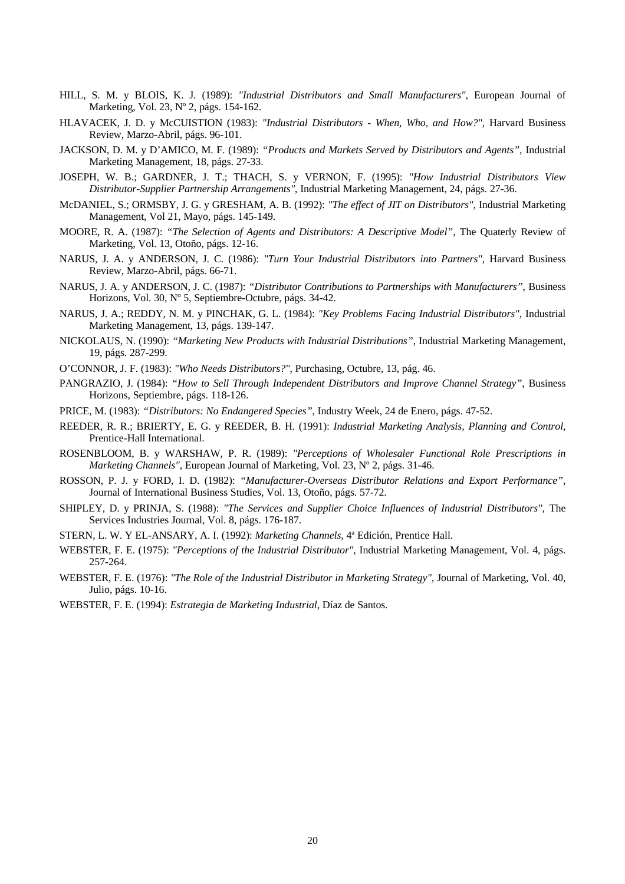HILL, S. M. y BLOIS, K. J. (1989): *"Industrial Distributors and Small Manufacturers"*, European Journal of Marketing, Vol. 23, Nº 2, págs. 154-162.

HLAVACEK, J. D. y McCUISTION (1983): *"Industrial Distributors - When, Who, and How?"*, Harvard Business Review, Marzo-Abril, págs. 96-101.

JACKSON, D. M. y D'AMICO, M. F. (1989): *"Products and Markets Served by Distributors and Agents"*, Industrial Marketing Management, 18, págs. 27-33.

JOSEPH, W. B.; GARDNER, J. T.; THACH, S. y VERNON, F. (1995): *"How Industrial Distributors View Distributor-Supplier Partnership Arrangements"*, Industrial Marketing Management, 24, págs. 27-36.

McDANIEL, S.; ORMSBY, J. G. y GRESHAM, A. B. (1992): *"The effect of JIT on Distributors"*, Industrial Marketing Management, Vol 21, Mayo, págs. 145-149.

MOORE, R. A. (1987): *"The Selection of Agents and Distributors: A Descriptive Model"*, The Quaterly Review of Marketing, Vol. 13, Otoño, págs. 12-16.

NARUS, J. A. y ANDERSON, J. C. (1986): *"Turn Your Industrial Distributors into Partners"*, Harvard Business Review, Marzo-Abril, págs. 66-71.

NARUS, J. A. y ANDERSON, J. C. (1987): *"Distributor Contributions to Partnerships with Manufacturers"*, Business Horizons, Vol. 30, Nº 5, Septiembre-Octubre, págs. 34-42.

NARUS, J. A.; REDDY, N. M. y PINCHAK, G. L. (1984): *"Key Problems Facing Industrial Distributors"*, Industrial Marketing Management, 13, págs. 139-147.

NICKOLAUS, N. (1990): *"Marketing New Products with Industrial Distributions"*, Industrial Marketing Management, 19, págs. 287-299.

O'CONNOR, J. F. (1983): *"Who Needs Distributors?"*, Purchasing, Octubre, 13, pág. 46.

PANGRAZIO, J. (1984): *"How to Sell Through Independent Distributors and Improve Channel Strategy"*, Business Horizons, Septiembre, págs. 118-126.

PRICE, M. (1983): *"Distributors: No Endangered Species"*, Industry Week, 24 de Enero, págs. 47-52.

REEDER, R. R.; BRIERTY, E. G. y REEDER, B. H. (1991): *Industrial Marketing Analysis, Planning and Control*, Prentice-Hall International.

ROSENBLOOM, B. y WARSHAW, P. R. (1989): *"Perceptions of Wholesaler Functional Role Prescriptions in Marketing Channels"*, European Journal of Marketing, Vol. 23, Nº 2, págs. 31-46.

ROSSON, P. J. y FORD, I. D. (1982): *"Manufacturer-Overseas Distributor Relations and Export Performance"*, Journal of International Business Studies, Vol. 13, Otoño, págs. 57-72.

SHIPLEY, D. y PRINJA, S. (1988): *"The Services and Supplier Choice Influences of Industrial Distributors"*, The Services Industries Journal, Vol. 8, págs. 176-187.

STERN, L. W. Y EL-ANSARY, A. I. (1992): *Marketing Channels*, 4ª Edición, Prentice Hall.

WEBSTER, F. E. (1975): *"Perceptions of the Industrial Distributor"*, Industrial Marketing Management, Vol. 4, págs. 257-264.

WEBSTER, F. E. (1976): *"The Role of the Industrial Distributor in Marketing Strategy"*, Journal of Marketing, Vol. 40, Julio, págs. 10-16.

WEBSTER, F. E. (1994): *Estrategia de Marketing Industrial*, Díaz de Santos.